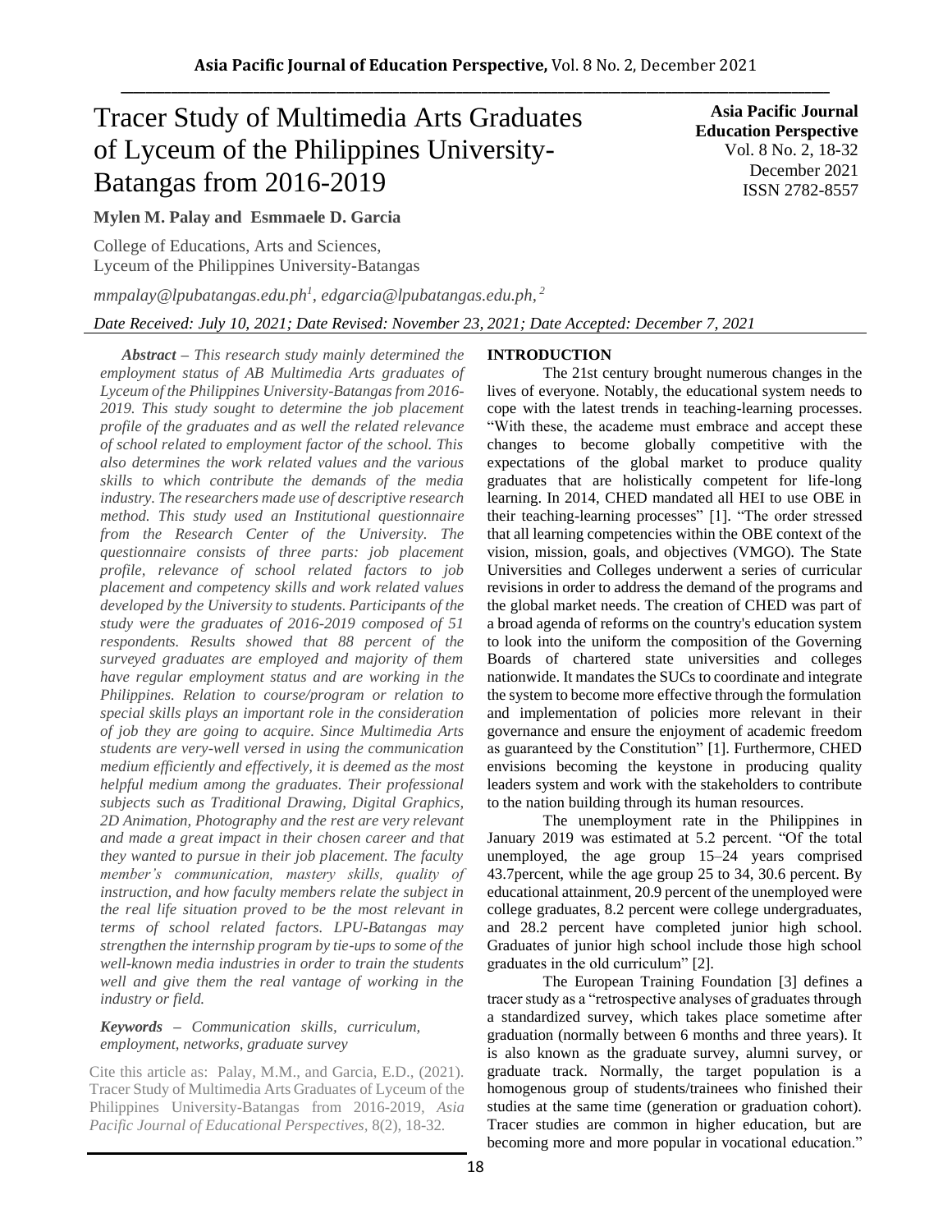# Tracer Study of Multimedia Arts Graduates of Lyceum of the Philippines University-Batangas from 2016-2019

**Asia Pacific Journal Education Perspective**
Vol. 8 No. 2, 18-32
December 2021
ISSN 2782-8557

**Mylen M. Palay and Esmmaele D. Garcia**

College of Educations, Arts and Sciences,
Lyceum of the Philippines University-Batangas

*mmpalay@lpubatangas.edu.ph[1], edgarcia@lpubatangas.edu.ph,[2]*

*Date Received: July 10, 2021; Date Revised: November 23, 2021; Date Accepted: December 7, 2021*

***Abstract** – This research study mainly determined the employment status of AB Multimedia Arts graduates of Lyceum of the Philippines University-Batangas from 2016-2019. This study sought to determine the job placement profile of the graduates and as well the related relevance of school related to employment factor of the school. This also determines the work related values and the various skills to which contribute the demands of the media industry. The researchers made use of descriptive research method. This study used an Institutional questionnaire from the Research Center of the University. The questionnaire consists of three parts: job placement profile, relevance of school related factors to job placement and competency skills and work related values developed by the University to students. Participants of the study were the graduates of 2016-2019 composed of 51 respondents. Results showed that 88 percent of the surveyed graduates are employed and majority of them have regular employment status and are working in the Philippines. Relation to course/program or relation to special skills plays an important role in the consideration of job they are going to acquire. Since Multimedia Arts students are very-well versed in using the communication medium efficiently and effectively, it is deemed as the most helpful medium among the graduates. Their professional subjects such as Traditional Drawing, Digital Graphics, 2D Animation, Photography and the rest are very relevant and made a great impact in their chosen career and that they wanted to pursue in their job placement. The faculty member's communication, mastery skills, quality of instruction, and how faculty members relate the subject in the real life situation proved to be the most relevant in terms of school related factors. LPU-Batangas may strengthen the internship program by tie-ups to some of the well-known media industries in order to train the students well and give them the real vantage of working in the industry or field.*

***Keywords** – Communication skills, curriculum, employment, networks, graduate survey*

Cite this article as: Palay, M.M., and Garcia, E.D., (2021). Tracer Study of Multimedia Arts Graduates of Lyceum of the Philippines University-Batangas from 2016-2019, *Asia Pacific Journal of Educational Perspectives*, 8(2), 18-32.

## INTRODUCTION

The 21st century brought numerous changes in the lives of everyone. Notably, the educational system needs to cope with the latest trends in teaching-learning processes. "With these, the academe must embrace and accept these changes to become globally competitive with the expectations of the global market to produce quality graduates that are holistically competent for life-long learning. In 2014, CHED mandated all HEI to use OBE in their teaching-learning processes" [1]. "The order stressed that all learning competencies within the OBE context of the vision, mission, goals, and objectives (VMGO). The State Universities and Colleges underwent a series of curricular revisions in order to address the demand of the programs and the global market needs. The creation of CHED was part of a broad agenda of reforms on the country's education system to look into the uniform the composition of the Governing Boards of chartered state universities and colleges nationwide. It mandates the SUCs to coordinate and integrate the system to become more effective through the formulation and implementation of policies more relevant in their governance and ensure the enjoyment of academic freedom as guaranteed by the Constitution" [1]. Furthermore, CHED envisions becoming the keystone in producing quality leaders system and work with the stakeholders to contribute to the nation building through its human resources.

The unemployment rate in the Philippines in January 2019 was estimated at 5.2 percent. "Of the total unemployed, the age group 15–24 years comprised 43.7percent, while the age group 25 to 34, 30.6 percent. By educational attainment, 20.9 percent of the unemployed were college graduates, 8.2 percent were college undergraduates, and 28.2 percent have completed junior high school. Graduates of junior high school include those high school graduates in the old curriculum" [2].

The European Training Foundation [3] defines a tracer study as a "retrospective analyses of graduates through a standardized survey, which takes place sometime after graduation (normally between 6 months and three years). It is also known as the graduate survey, alumni survey, or graduate track. Normally, the target population is a homogenous group of students/trainees who finished their studies at the same time (generation or graduation cohort). Tracer studies are common in higher education, but are becoming more and more popular in vocational education."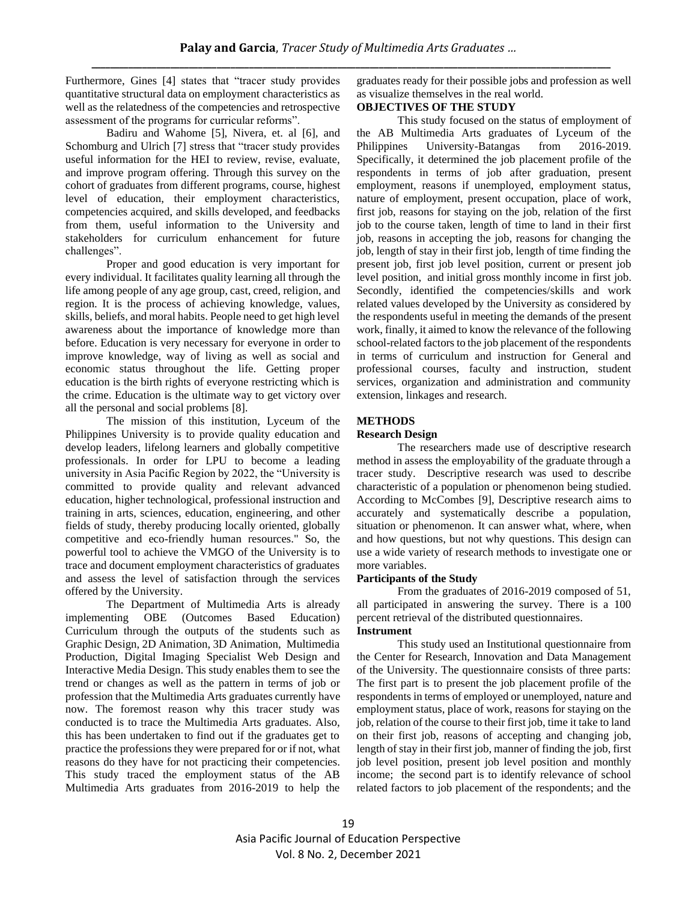Furthermore, Gines [4] states that "tracer study provides quantitative structural data on employment characteristics as well as the relatedness of the competencies and retrospective assessment of the programs for curricular reforms".

Badiru and Wahome [5], Nivera, et. al [6], and Schomburg and Ulrich [7] stress that "tracer study provides useful information for the HEI to review, revise, evaluate, and improve program offering. Through this survey on the cohort of graduates from different programs, course, highest level of education, their employment characteristics, competencies acquired, and skills developed, and feedbacks from them, useful information to the University and stakeholders for curriculum enhancement for future challenges".

Proper and good education is very important for every individual. It facilitates quality learning all through the life among people of any age group, cast, creed, religion, and region. It is the process of achieving knowledge, values, skills, beliefs, and moral habits. People need to get high level awareness about the importance of knowledge more than before. Education is very necessary for everyone in order to improve knowledge, way of living as well as social and economic status throughout the life. Getting proper education is the birth rights of everyone restricting which is the crime. Education is the ultimate way to get victory over all the personal and social problems [8].

The mission of this institution, Lyceum of the Philippines University is to provide quality education and develop leaders, lifelong learners and globally competitive professionals. In order for LPU to become a leading university in Asia Pacific Region by 2022, the "University is committed to provide quality and relevant advanced education, higher technological, professional instruction and training in arts, sciences, education, engineering, and other fields of study, thereby producing locally oriented, globally competitive and eco-friendly human resources." So, the powerful tool to achieve the VMGO of the University is to trace and document employment characteristics of graduates and assess the level of satisfaction through the services offered by the University.

The Department of Multimedia Arts is already implementing OBE (Outcomes Based Education) Curriculum through the outputs of the students such as Graphic Design, 2D Animation, 3D Animation, Multimedia Production, Digital Imaging Specialist Web Design and Interactive Media Design. This study enables them to see the trend or changes as well as the pattern in terms of job or profession that the Multimedia Arts graduates currently have now. The foremost reason why this tracer study was conducted is to trace the Multimedia Arts graduates. Also, this has been undertaken to find out if the graduates get to practice the professions they were prepared for or if not, what reasons do they have for not practicing their competencies. This study traced the employment status of the AB Multimedia Arts graduates from 2016-2019 to help the graduates ready for their possible jobs and profession as well as visualize themselves in the real world.

## OBJECTIVES OF THE STUDY

This study focused on the status of employment of the AB Multimedia Arts graduates of Lyceum of the Philippines University-Batangas from 2016-2019. Specifically, it determined the job placement profile of the respondents in terms of job after graduation, present employment, reasons if unemployed, employment status, nature of employment, present occupation, place of work, first job, reasons for staying on the job, relation of the first job to the course taken, length of time to land in their first job, reasons in accepting the job, reasons for changing the job, length of stay in their first job, length of time finding the present job, first job level position, current or present job level position, and initial gross monthly income in first job. Secondly, identified the competencies/skills and work related values developed by the University as considered by the respondents useful in meeting the demands of the present work, finally, it aimed to know the relevance of the following school-related factors to the job placement of the respondents in terms of curriculum and instruction for General and professional courses, faculty and instruction, student services, organization and administration and community extension, linkages and research.

## METHODS

### Research Design

The researchers made use of descriptive research method in assess the employability of the graduate through a tracer study. Descriptive research was used to describe characteristic of a population or phenomenon being studied. According to McCombes [9], Descriptive research aims to accurately and systematically describe a population, situation or phenomenon. It can answer what, where, when and how questions, but not why questions. This design can use a wide variety of research methods to investigate one or more variables.

### Participants of the Study

From the graduates of 2016-2019 composed of 51, all participated in answering the survey. There is a 100 percent retrieval of the distributed questionnaires.

### Instrument

This study used an Institutional questionnaire from the Center for Research, Innovation and Data Management of the University. The questionnaire consists of three parts: The first part is to present the job placement profile of the respondents in terms of employed or unemployed, nature and employment status, place of work, reasons for staying on the job, relation of the course to their first job, time it take to land on their first job, reasons of accepting and changing job, length of stay in their first job, manner of finding the job, first job level position, present job level position and monthly income; the second part is to identify relevance of school related factors to job placement of the respondents; and the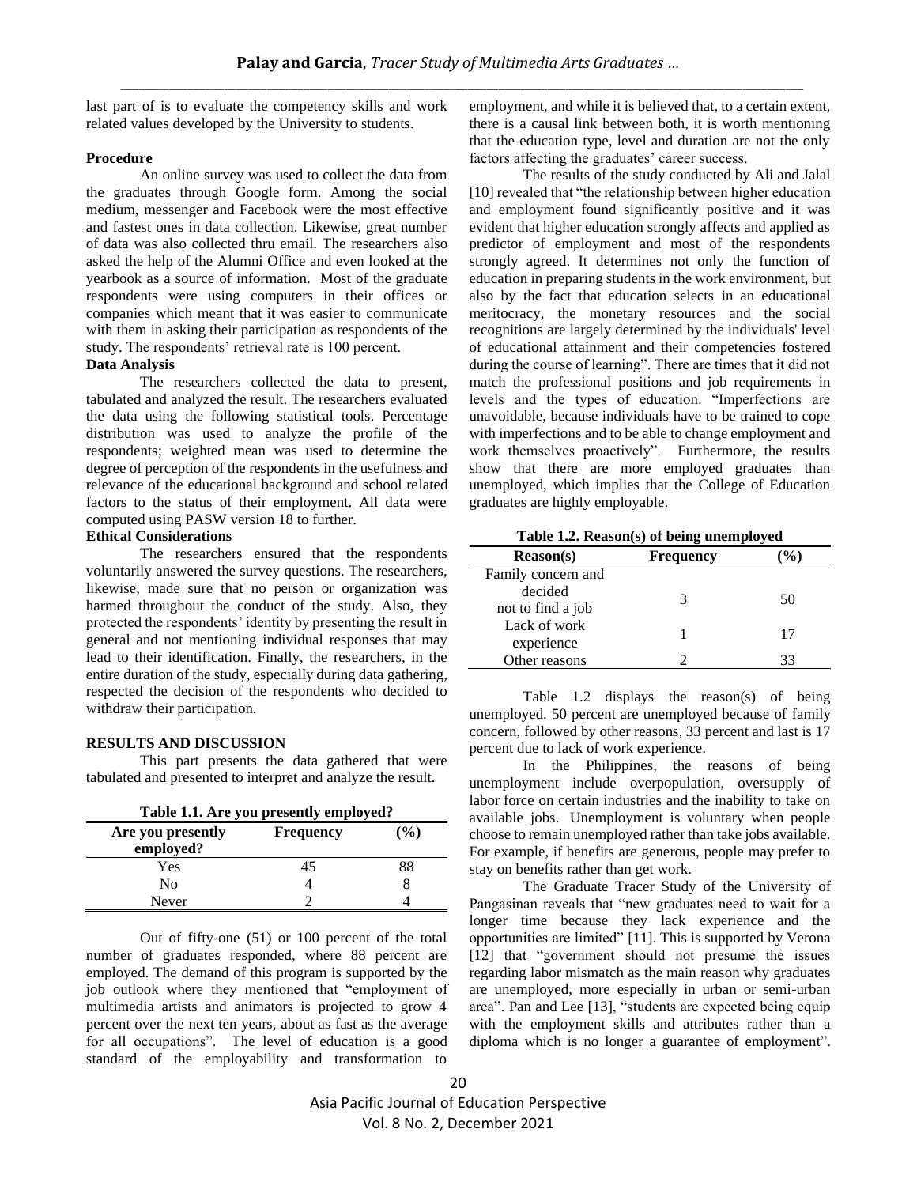last part of is to evaluate the competency skills and work related values developed by the University to students.

**Procedure**

An online survey was used to collect the data from the graduates through Google form. Among the social medium, messenger and Facebook were the most effective and fastest ones in data collection. Likewise, great number of data was also collected thru email. The researchers also asked the help of the Alumni Office and even looked at the yearbook as a source of information. Most of the graduate respondents were using computers in their offices or companies which meant that it was easier to communicate with them in asking their participation as respondents of the study. The respondents' retrieval rate is 100 percent.

**Data Analysis**

The researchers collected the data to present, tabulated and analyzed the result. The researchers evaluated the data using the following statistical tools. Percentage distribution was used to analyze the profile of the respondents; weighted mean was used to determine the degree of perception of the respondents in the usefulness and relevance of the educational background and school related factors to the status of their employment. All data were computed using PASW version 18 to further.

**Ethical Considerations**

The researchers ensured that the respondents voluntarily answered the survey questions. The researchers, likewise, made sure that no person or organization was harmed throughout the conduct of the study. Also, they protected the respondents' identity by presenting the result in general and not mentioning individual responses that may lead to their identification. Finally, the researchers, in the entire duration of the study, especially during data gathering, respected the decision of the respondents who decided to withdraw their participation.

**RESULTS AND DISCUSSION**

This part presents the data gathered that were tabulated and presented to interpret and analyze the result.

**Table 1.1. Are you presently employed?**

| Are you presently employed? | Frequency | (%) |
|---|---|---|
| Yes | 45 | 88 |
| No | 4 | 8 |
| Never | 2 | 4 |

Out of fifty-one (51) or 100 percent of the total number of graduates responded, where 88 percent are employed. The demand of this program is supported by the job outlook where they mentioned that "employment of multimedia artists and animators is projected to grow 4 percent over the next ten years, about as fast as the average for all occupations". The level of education is a good standard of the employability and transformation to employment, and while it is believed that, to a certain extent, there is a causal link between both, it is worth mentioning that the education type, level and duration are not the only factors affecting the graduates' career success.

The results of the study conducted by Ali and Jalal [10] revealed that "the relationship between higher education and employment found significantly positive and it was evident that higher education strongly affects and applied as predictor of employment and most of the respondents strongly agreed. It determines not only the function of education in preparing students in the work environment, but also by the fact that education selects in an educational meritocracy, the monetary resources and the social recognitions are largely determined by the individuals' level of educational attainment and their competencies fostered during the course of learning". There are times that it did not match the professional positions and job requirements in levels and the types of education. "Imperfections are unavoidable, because individuals have to be trained to cope with imperfections and to be able to change employment and work themselves proactively". Furthermore, the results show that there are more employed graduates than unemployed, which implies that the College of Education graduates are highly employable.

**Table 1.2. Reason(s) of being unemployed**

| Reason(s) | Frequency | (%) |
|---|---|---|
| Family concern and decided not to find a job | 3 | 50 |
| Lack of work experience | 1 | 17 |
| Other reasons | 2 | 33 |

Table 1.2 displays the reason(s) of being unemployed. 50 percent are unemployed because of family concern, followed by other reasons, 33 percent and last is 17 percent due to lack of work experience.

In the Philippines, the reasons of being unemployment include overpopulation, oversupply of labor force on certain industries and the inability to take on available jobs. Unemployment is voluntary when people choose to remain unemployed rather than take jobs available. For example, if benefits are generous, people may prefer to stay on benefits rather than get work.

The Graduate Tracer Study of the University of Pangasinan reveals that "new graduates need to wait for a longer time because they lack experience and the opportunities are limited" [11]. This is supported by Verona [12] that "government should not presume the issues regarding labor mismatch as the main reason why graduates are unemployed, more especially in urban or semi-urban area". Pan and Lee [13], "students are expected being equip with the employment skills and attributes rather than a diploma which is no longer a guarantee of employment".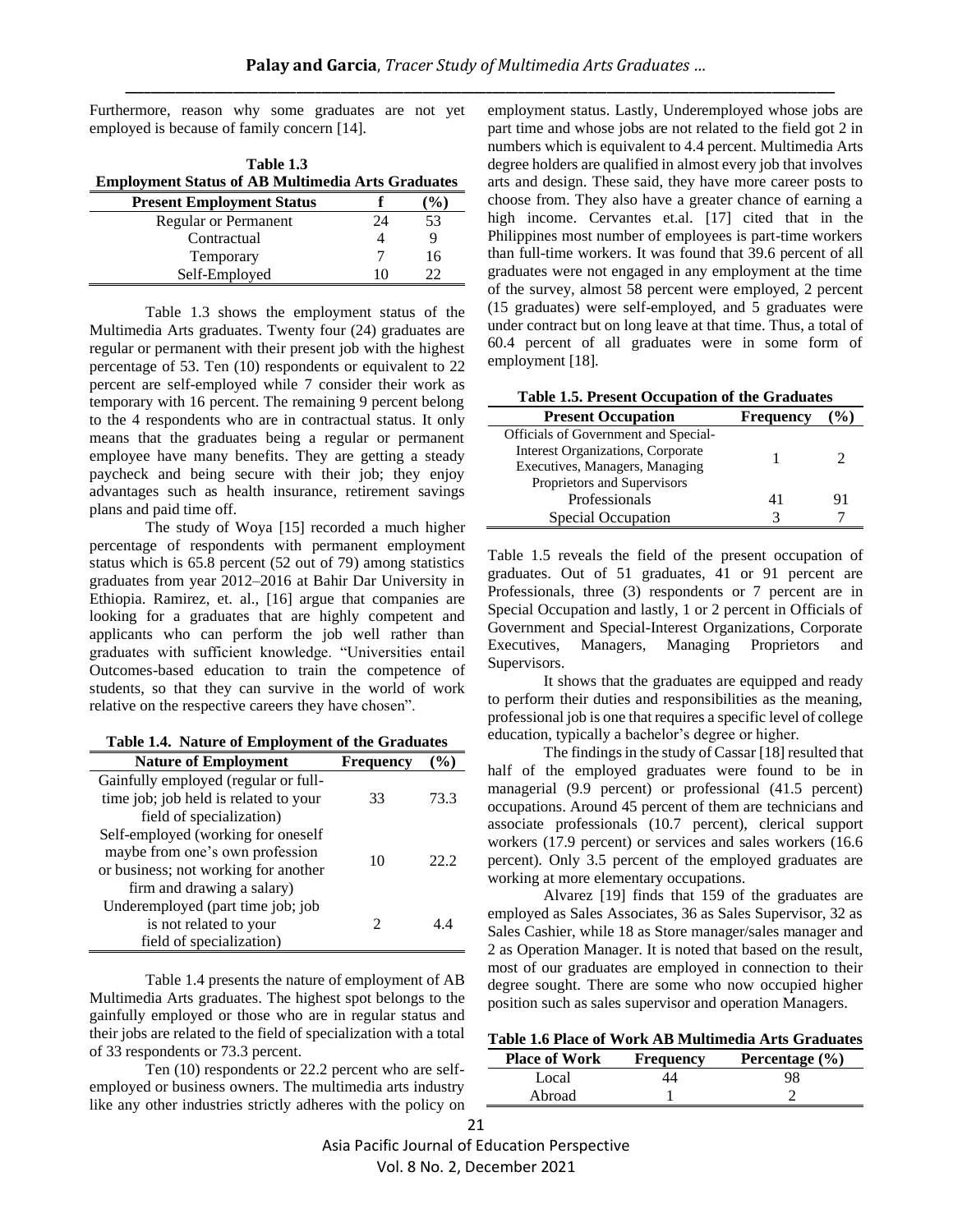Furthermore, reason why some graduates are not yet employed is because of family concern [14].

**Table 1.3**
**Employment Status of AB Multimedia Arts Graduates**

| Present Employment Status | f | (%) |
|---|---|---|
| Regular or Permanent | 24 | 53 |
| Contractual | 4 | 9 |
| Temporary | 7 | 16 |
| Self-Employed | 10 | 22 |

Table 1.3 shows the employment status of the Multimedia Arts graduates. Twenty four (24) graduates are regular or permanent with their present job with the highest percentage of 53. Ten (10) respondents or equivalent to 22 percent are self-employed while 7 consider their work as temporary with 16 percent. The remaining 9 percent belong to the 4 respondents who are in contractual status. It only means that the graduates being a regular or permanent employee have many benefits. They are getting a steady paycheck and being secure with their job; they enjoy advantages such as health insurance, retirement savings plans and paid time off.

The study of Woya [15] recorded a much higher percentage of respondents with permanent employment status which is 65.8 percent (52 out of 79) among statistics graduates from year 2012–2016 at Bahir Dar University in Ethiopia. Ramirez, et. al., [16] argue that companies are looking for a graduates that are highly competent and applicants who can perform the job well rather than graduates with sufficient knowledge. "Universities entail Outcomes-based education to train the competence of students, so that they can survive in the world of work relative on the respective careers they have chosen".

**Table 1.4. Nature of Employment of the Graduates**

| Nature of Employment | Frequency | (%) |
|---|---|---|
| Gainfully employed (regular or full-time job; job held is related to your field of specialization) | 33 | 73.3 |
| Self-employed (working for oneself maybe from one's own profession or business; not working for another firm and drawing a salary) | 10 | 22.2 |
| Underemployed (part time job; job is not related to your field of specialization) | 2 | 4.4 |

Table 1.4 presents the nature of employment of AB Multimedia Arts graduates. The highest spot belongs to the gainfully employed or those who are in regular status and their jobs are related to the field of specialization with a total of 33 respondents or 73.3 percent.

Ten (10) respondents or 22.2 percent who are self-employed or business owners. The multimedia arts industry like any other industries strictly adheres with the policy on employment status. Lastly, Underemployed whose jobs are part time and whose jobs are not related to the field got 2 in numbers which is equivalent to 4.4 percent. Multimedia Arts degree holders are qualified in almost every job that involves arts and design. These said, they have more career posts to choose from. They also have a greater chance of earning a high income. Cervantes et.al. [17] cited that in the Philippines most number of employees is part-time workers than full-time workers. It was found that 39.6 percent of all graduates were not engaged in any employment at the time of the survey, almost 58 percent were employed, 2 percent (15 graduates) were self-employed, and 5 graduates were under contract but on long leave at that time. Thus, a total of 60.4 percent of all graduates were in some form of employment [18].

**Table 1.5. Present Occupation of the Graduates**

| Present Occupation | Frequency | (%) |
|---|---|---|
| Officials of Government and Special-Interest Organizations, Corporate Executives, Managers, Managing Proprietors and Supervisors | 1 | 2 |
| Professionals | 41 | 91 |
| Special Occupation | 3 | 7 |

Table 1.5 reveals the field of the present occupation of graduates. Out of 51 graduates, 41 or 91 percent are Professionals, three (3) respondents or 7 percent are in Special Occupation and lastly, 1 or 2 percent in Officials of Government and Special-Interest Organizations, Corporate Executives, Managers, Managing Proprietors and Supervisors.

It shows that the graduates are equipped and ready to perform their duties and responsibilities as the meaning, professional job is one that requires a specific level of college education, typically a bachelor's degree or higher.

The findings in the study of Cassar [18] resulted that half of the employed graduates were found to be in managerial (9.9 percent) or professional (41.5 percent) occupations. Around 45 percent of them are technicians and associate professionals (10.7 percent), clerical support workers (17.9 percent) or services and sales workers (16.6 percent). Only 3.5 percent of the employed graduates are working at more elementary occupations.

Alvarez [19] finds that 159 of the graduates are employed as Sales Associates, 36 as Sales Supervisor, 32 as Sales Cashier, while 18 as Store manager/sales manager and 2 as Operation Manager. It is noted that based on the result, most of our graduates are employed in connection to their degree sought. There are some who now occupied higher position such as sales supervisor and operation Managers.

**Table 1.6 Place of Work AB Multimedia Arts Graduates**

| Place of Work | Frequency | Percentage (%) |
|---|---|---|
| Local | 44 | 98 |
| Abroad | 1 | 2 |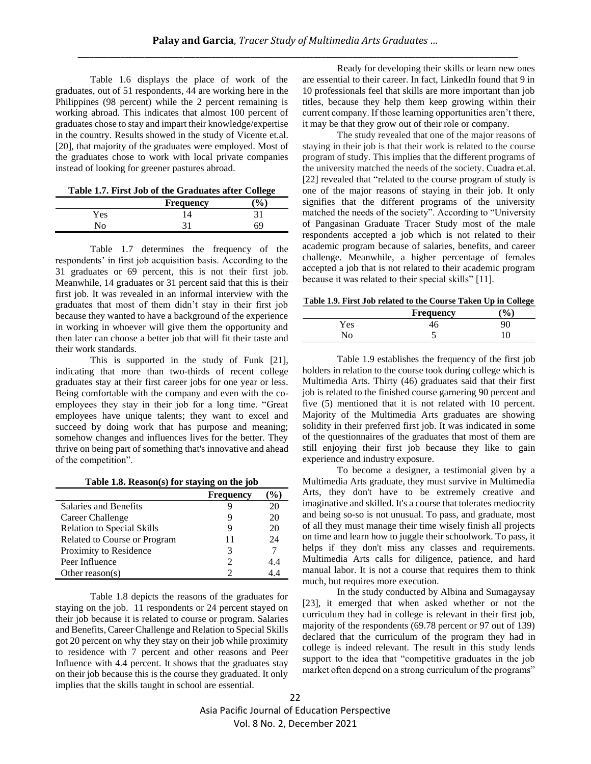Table 1.6 displays the place of work of the graduates, out of 51 respondents, 44 are working here in the Philippines (98 percent) while the 2 percent remaining is working abroad. This indicates that almost 100 percent of graduates chose to stay and impart their knowledge/expertise in the country. Results showed in the study of Vicente et.al. [20], that majority of the graduates were employed. Most of the graduates chose to work with local private companies instead of looking for greener pastures abroad.

**Table 1.7. First Job of the Graduates after College**

| | Frequency | (%) |
|---|---|---|
| Yes | 14 | 31 |
| No | 31 | 69 |

Table 1.7 determines the frequency of the respondents' in first job acquisition basis. According to the 31 graduates or 69 percent, this is not their first job. Meanwhile, 14 graduates or 31 percent said that this is their first job. It was revealed in an informal interview with the graduates that most of them didn't stay in their first job because they wanted to have a background of the experience in working in whoever will give them the opportunity and then later can choose a better job that will fit their taste and their work standards.

This is supported in the study of Funk [21], indicating that more than two-thirds of recent college graduates stay at their first career jobs for one year or less. Being comfortable with the company and even with the co-employees they stay in their job for a long time. "Great employees have unique talents; they want to excel and succeed by doing work that has purpose and meaning; somehow changes and influences lives for the better. They thrive on being part of something that's innovative and ahead of the competition".

**Table 1.8. Reason(s) for staying on the job**

| | Frequency | (%) |
|---|---|---|
| Salaries and Benefits | 9 | 20 |
| Career Challenge | 9 | 20 |
| Relation to Special Skills | 9 | 20 |
| Related to Course or Program | 11 | 24 |
| Proximity to Residence | 3 | 7 |
| Peer Influence | 2 | 4.4 |
| Other reason(s) | 2 | 4.4 |

Table 1.8 depicts the reasons of the graduates for staying on the job. 11 respondents or 24 percent stayed on their job because it is related to course or program. Salaries and Benefits, Career Challenge and Relation to Special Skills got 20 percent on why they stay on their job while proximity to residence with 7 percent and other reasons and Peer Influence with 4.4 percent. It shows that the graduates stay on their job because this is the course they graduated. It only implies that the skills taught in school are essential.

Ready for developing their skills or learn new ones are essential to their career. In fact, LinkedIn found that 9 in 10 professionals feel that skills are more important than job titles, because they help them keep growing within their current company. If those learning opportunities aren't there, it may be that they grow out of their role or company.

The study revealed that one of the major reasons of staying in their job is that their work is related to the course program of study. This implies that the different programs of the university matched the needs of the society. Cuadra et.al. [22] revealed that "related to the course program of study is one of the major reasons of staying in their job. It only signifies that the different programs of the university matched the needs of the society". According to "University of Pangasinan Graduate Tracer Study most of the male respondents accepted a job which is not related to their academic program because of salaries, benefits, and career challenge. Meanwhile, a higher percentage of females accepted a job that is not related to their academic program because it was related to their special skills" [11].

**Table 1.9. First Job related to the Course Taken Up in College**

| | Frequency | (%) |
|---|---|---|
| Yes | 46 | 90 |
| No | 5 | 10 |

Table 1.9 establishes the frequency of the first job holders in relation to the course took during college which is Multimedia Arts. Thirty (46) graduates said that their first job is related to the finished course garnering 90 percent and five (5) mentioned that it is not related with 10 percent. Majority of the Multimedia Arts graduates are showing solidity in their preferred first job. It was indicated in some of the questionnaires of the graduates that most of them are still enjoying their first job because they like to gain experience and industry exposure.

To become a designer, a testimonial given by a Multimedia Arts graduate, they must survive in Multimedia Arts, they don't have to be extremely creative and imaginative and skilled. It's a course that tolerates mediocrity and being so-so is not unusual. To pass, and graduate, most of all they must manage their time wisely finish all projects on time and learn how to juggle their schoolwork. To pass, it helps if they don't miss any classes and requirements. Multimedia Arts calls for diligence, patience, and hard manual labor. It is not a course that requires them to think much, but requires more execution.

In the study conducted by Albina and Sumagaysay [23], it emerged that when asked whether or not the curriculum they had in college is relevant in their first job, majority of the respondents (69.78 percent or 97 out of 139) declared that the curriculum of the program they had in college is indeed relevant. The result in this study lends support to the idea that "competitive graduates in the job market often depend on a strong curriculum of the programs"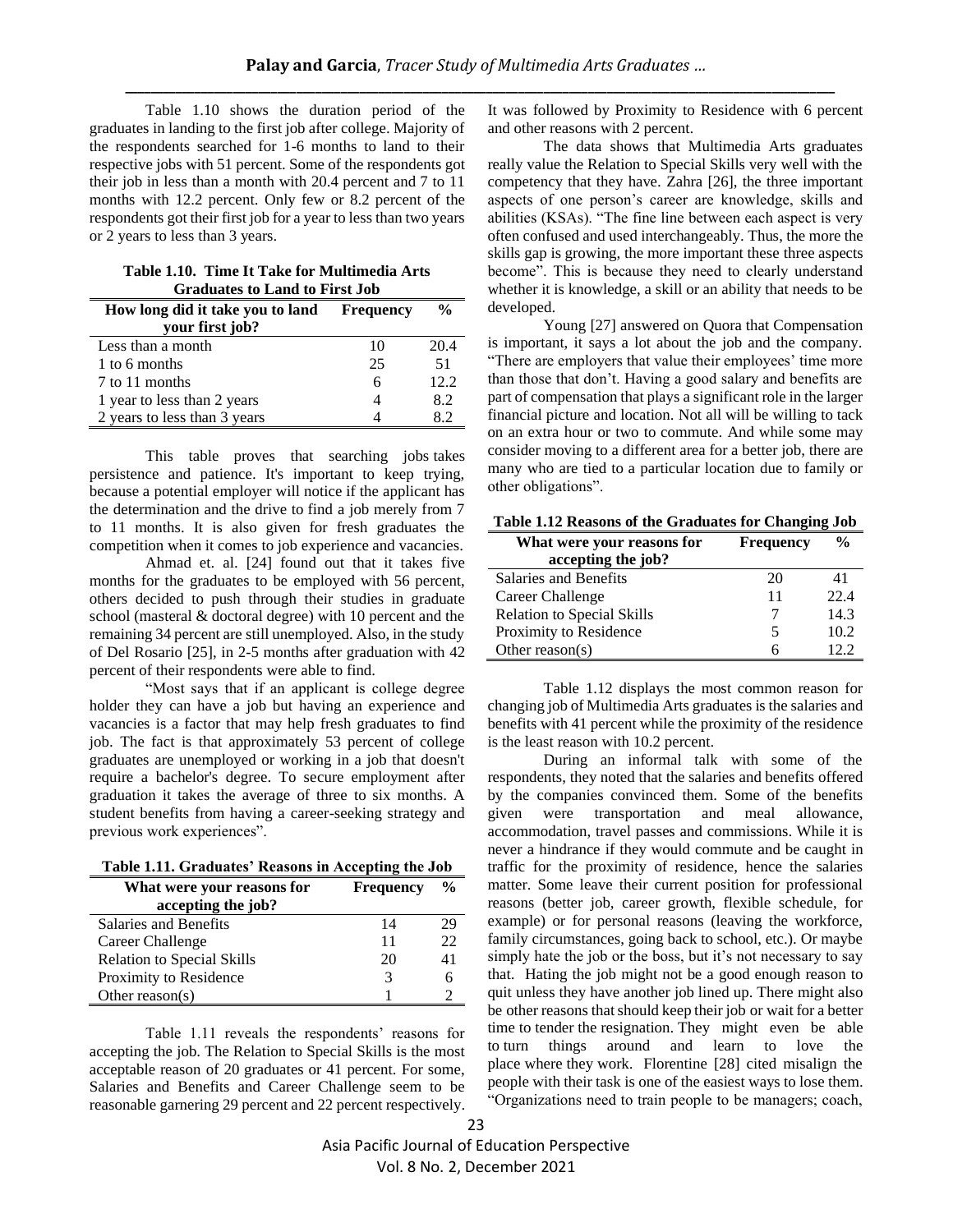Table 1.10 shows the duration period of the graduates in landing to the first job after college. Majority of the respondents searched for 1-6 months to land to their respective jobs with 51 percent. Some of the respondents got their job in less than a month with 20.4 percent and 7 to 11 months with 12.2 percent. Only few or 8.2 percent of the respondents got their first job for a year to less than two years or 2 years to less than 3 years.

**Table 1.10. Time It Take for Multimedia Arts Graduates to Land to First Job**

| How long did it take you to land your first job? | Frequency | % |
|---|---|---|
| Less than a month | 10 | 20.4 |
| 1 to 6 months | 25 | 51 |
| 7 to 11 months | 6 | 12.2 |
| 1 year to less than 2 years | 4 | 8.2 |
| 2 years to less than 3 years | 4 | 8.2 |

This table proves that searching jobs takes persistence and patience. It's important to keep trying, because a potential employer will notice if the applicant has the determination and the drive to find a job merely from 7 to 11 months. It is also given for fresh graduates the competition when it comes to job experience and vacancies.

Ahmad et. al. [24] found out that it takes five months for the graduates to be employed with 56 percent, others decided to push through their studies in graduate school (masteral & doctoral degree) with 10 percent and the remaining 34 percent are still unemployed. Also, in the study of Del Rosario [25], in 2-5 months after graduation with 42 percent of their respondents were able to find.

"Most says that if an applicant is college degree holder they can have a job but having an experience and vacancies is a factor that may help fresh graduates to find job. The fact is that approximately 53 percent of college graduates are unemployed or working in a job that doesn't require a bachelor's degree. To secure employment after graduation it takes the average of three to six months. A student benefits from having a career-seeking strategy and previous work experiences".

**Table 1.11. Graduates' Reasons in Accepting the Job**

| What were your reasons for accepting the job? | Frequency | % |
|---|---|---|
| Salaries and Benefits | 14 | 29 |
| Career Challenge | 11 | 22 |
| Relation to Special Skills | 20 | 41 |
| Proximity to Residence | 3 | 6 |
| Other reason(s) | 1 | 2 |

Table 1.11 reveals the respondents' reasons for accepting the job. The Relation to Special Skills is the most acceptable reason of 20 graduates or 41 percent. For some, Salaries and Benefits and Career Challenge seem to be reasonable garnering 29 percent and 22 percent respectively. It was followed by Proximity to Residence with 6 percent and other reasons with 2 percent.

The data shows that Multimedia Arts graduates really value the Relation to Special Skills very well with the competency that they have. Zahra [26], the three important aspects of one person's career are knowledge, skills and abilities (KSAs). "The fine line between each aspect is very often confused and used interchangeably. Thus, the more the skills gap is growing, the more important these three aspects become". This is because they need to clearly understand whether it is knowledge, a skill or an ability that needs to be developed.

Young [27] answered on Quora that Compensation is important, it says a lot about the job and the company. "There are employers that value their employees' time more than those that don't. Having a good salary and benefits are part of compensation that plays a significant role in the larger financial picture and location. Not all will be willing to tack on an extra hour or two to commute. And while some may consider moving to a different area for a better job, there are many who are tied to a particular location due to family or other obligations".

**Table 1.12 Reasons of the Graduates for Changing Job**

| What were your reasons for accepting the job? | Frequency | % |
|---|---|---|
| Salaries and Benefits | 20 | 41 |
| Career Challenge | 11 | 22.4 |
| Relation to Special Skills | 7 | 14.3 |
| Proximity to Residence | 5 | 10.2 |
| Other reason(s) | 6 | 12.2 |

Table 1.12 displays the most common reason for changing job of Multimedia Arts graduates is the salaries and benefits with 41 percent while the proximity of the residence is the least reason with 10.2 percent.

During an informal talk with some of the respondents, they noted that the salaries and benefits offered by the companies convinced them. Some of the benefits given were transportation and meal allowance, accommodation, travel passes and commissions. While it is never a hindrance if they would commute and be caught in traffic for the proximity of residence, hence the salaries matter. Some leave their current position for professional reasons (better job, career growth, flexible schedule, for example) or for personal reasons (leaving the workforce, family circumstances, going back to school, etc.). Or maybe simply hate the job or the boss, but it's not necessary to say that. Hating the job might not be a good enough reason to quit unless they have another job lined up. There might also be other reasons that should keep their job or wait for a better time to tender the resignation. They might even be able to turn things around and learn to love the place where they work. Florentine [28] cited misalign the people with their task is one of the easiest ways to lose them. "Organizations need to train people to be managers; coach,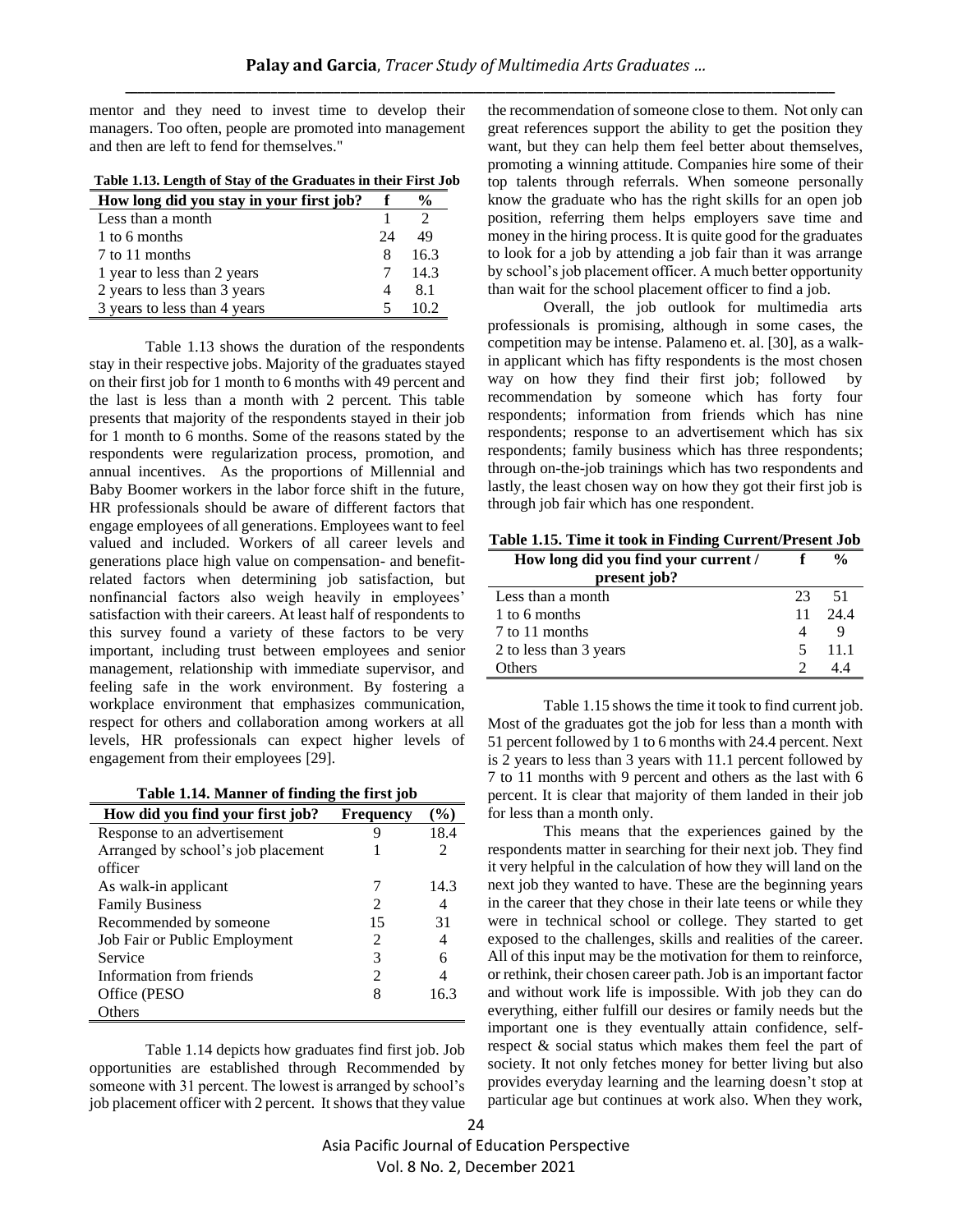mentor and they need to invest time to develop their managers. Too often, people are promoted into management and then are left to fend for themselves."

**Table 1.13. Length of Stay of the Graduates in their First Job**

| How long did you stay in your first job? | f | % |
|---|---|---|
| Less than a month | 1 | 2 |
| 1 to 6 months | 24 | 49 |
| 7 to 11 months | 8 | 16.3 |
| 1 year to less than 2 years | 7 | 14.3 |
| 2 years to less than 3 years | 4 | 8.1 |
| 3 years to less than 4 years | 5 | 10.2 |

Table 1.13 shows the duration of the respondents stay in their respective jobs. Majority of the graduates stayed on their first job for 1 month to 6 months with 49 percent and the last is less than a month with 2 percent. This table presents that majority of the respondents stayed in their job for 1 month to 6 months. Some of the reasons stated by the respondents were regularization process, promotion, and annual incentives. As the proportions of Millennial and Baby Boomer workers in the labor force shift in the future, HR professionals should be aware of different factors that engage employees of all generations. Employees want to feel valued and included. Workers of all career levels and generations place high value on compensation- and benefit-related factors when determining job satisfaction, but nonfinancial factors also weigh heavily in employees' satisfaction with their careers. At least half of respondents to this survey found a variety of these factors to be very important, including trust between employees and senior management, relationship with immediate supervisor, and feeling safe in the work environment. By fostering a workplace environment that emphasizes communication, respect for others and collaboration among workers at all levels, HR professionals can expect higher levels of engagement from their employees [29].

**Table 1.14. Manner of finding the first job**

| How did you find your first job? | Frequency | (%) |
|---|---|---|
| Response to an advertisement | 9 | 18.4 |
| Arranged by school's job placement officer | 1 | 2 |
| As walk-in applicant | 7 | 14.3 |
| Family Business | 2 | 4 |
| Recommended by someone | 15 | 31 |
| Job Fair or Public Employment | 2 | 4 |
| Service | 3 | 6 |
| Information from friends | 2 | 4 |
| Office (PESO | 8 | 16.3 |
| Others | | |

Table 1.14 depicts how graduates find first job. Job opportunities are established through Recommended by someone with 31 percent. The lowest is arranged by school's job placement officer with 2 percent. It shows that they value the recommendation of someone close to them. Not only can great references support the ability to get the position they want, but they can help them feel better about themselves, promoting a winning attitude. Companies hire some of their top talents through referrals. When someone personally know the graduate who has the right skills for an open job position, referring them helps employers save time and money in the hiring process. It is quite good for the graduates to look for a job by attending a job fair than it was arrange by school's job placement officer. A much better opportunity than wait for the school placement officer to find a job.

Overall, the job outlook for multimedia arts professionals is promising, although in some cases, the competition may be intense. Palameno et. al. [30], as a walk-in applicant which has fifty respondents is the most chosen way on how they find their first job; followed by recommendation by someone which has forty four respondents; information from friends which has nine respondents; response to an advertisement which has six respondents; family business which has three respondents; through on-the-job trainings which has two respondents and lastly, the least chosen way on how they got their first job is through job fair which has one respondent.

**Table 1.15. Time it took in Finding Current/Present Job**

| How long did you find your current / present job? | f | % |
|---|---|---|
| Less than a month | 23 | 51 |
| 1 to 6 months | 11 | 24.4 |
| 7 to 11 months | 4 | 9 |
| 2 to less than 3 years | 5 | 11.1 |
| Others | 2 | 4.4 |

Table 1.15 shows the time it took to find current job. Most of the graduates got the job for less than a month with 51 percent followed by 1 to 6 months with 24.4 percent. Next is 2 years to less than 3 years with 11.1 percent followed by 7 to 11 months with 9 percent and others as the last with 6 percent. It is clear that majority of them landed in their job for less than a month only.

This means that the experiences gained by the respondents matter in searching for their next job. They find it very helpful in the calculation of how they will land on the next job they wanted to have. These are the beginning years in the career that they chose in their late teens or while they were in technical school or college. They started to get exposed to the challenges, skills and realities of the career. All of this input may be the motivation for them to reinforce, or rethink, their chosen career path. Job is an important factor and without work life is impossible. With job they can do everything, either fulfill our desires or family needs but the important one is they eventually attain confidence, self-respect & social status which makes them feel the part of society. It not only fetches money for better living but also provides everyday learning and the learning doesn't stop at particular age but continues at work also. When they work,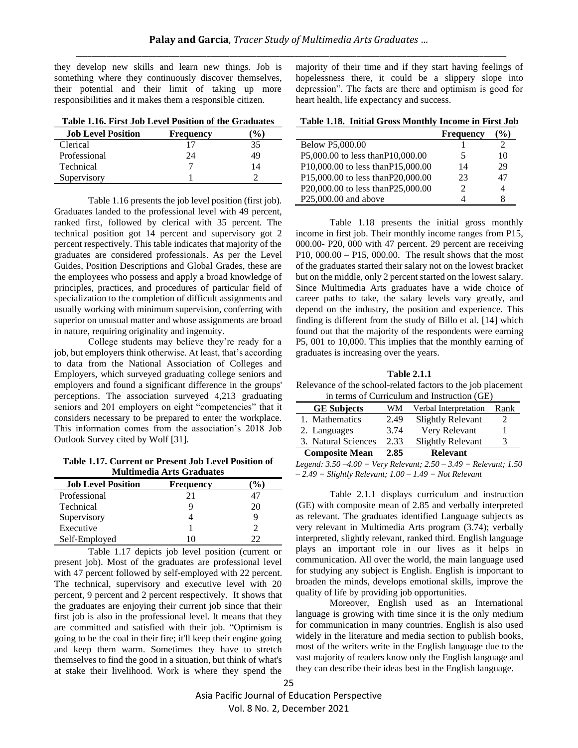they develop new skills and learn new things. Job is something where they continuously discover themselves, their potential and their limit of taking up more responsibilities and it makes them a responsible citizen.

**Table 1.16. First Job Level Position of the Graduates**

| Job Level Position | Frequency | (%) |
|---|---|---|
| Clerical | 17 | 35 |
| Professional | 24 | 49 |
| Technical | 7 | 14 |
| Supervisory | 1 | 2 |

Table 1.16 presents the job level position (first job). Graduates landed to the professional level with 49 percent, ranked first, followed by clerical with 35 percent. The technical position got 14 percent and supervisory got 2 percent respectively. This table indicates that majority of the graduates are considered professionals. As per the Level Guides, Position Descriptions and Global Grades, these are the employees who possess and apply a broad knowledge of principles, practices, and procedures of particular field of specialization to the completion of difficult assignments and usually working with minimum supervision, conferring with superior on unusual matter and whose assignments are broad in nature, requiring originality and ingenuity.

College students may believe they're ready for a job, but employers think otherwise. At least, that's according to data from the National Association of Colleges and Employers, which surveyed graduating college seniors and employers and found a significant difference in the groups' perceptions. The association surveyed 4,213 graduating seniors and 201 employers on eight "competencies" that it considers necessary to be prepared to enter the workplace. This information comes from the association's 2018 Job Outlook Survey cited by Wolf [31].

**Table 1.17. Current or Present Job Level Position of Multimedia Arts Graduates**

| Job Level Position | Frequency | (%) |
|---|---|---|
| Professional | 21 | 47 |
| Technical | 9 | 20 |
| Supervisory | 4 | 9 |
| Executive | 1 | 2 |
| Self-Employed | 10 | 22 |

Table 1.17 depicts job level position (current or present job). Most of the graduates are professional level with 47 percent followed by self-employed with 22 percent. The technical, supervisory and executive level with 20 percent, 9 percent and 2 percent respectively. It shows that the graduates are enjoying their current job since that their first job is also in the professional level. It means that they are committed and satisfied with their job. "Optimism is going to be the coal in their fire; it'll keep their engine going and keep them warm. Sometimes they have to stretch themselves to find the good in a situation, but think of what's at stake their livelihood. Work is where they spend the majority of their time and if they start having feelings of hopelessness there, it could be a slippery slope into depression". The facts are there and optimism is good for heart health, life expectancy and success.

**Table 1.18. Initial Gross Monthly Income in First Job**

| | Frequency | (%) |
|---|---|---|
| Below P5,000.00 | 1 | 2 |
| P5,000.00 to less thanP10,000.00 | 5 | 10 |
| P10,000.00 to less thanP15,000.00 | 14 | 29 |
| P15,000.00 to less thanP20,000.00 | 23 | 47 |
| P20,000.00 to less thanP25,000.00 | 2 | 4 |
| P25,000.00 and above | 4 | 8 |

Table 1.18 presents the initial gross monthly income in first job. Their monthly income ranges from P15, 000.00- P20, 000 with 47 percent. 29 percent are receiving P10, 000.00 – P15, 000.00. The result shows that the most of the graduates started their salary not on the lowest bracket but on the middle, only 2 percent started on the lowest salary. Since Multimedia Arts graduates have a wide choice of career paths to take, the salary levels vary greatly, and depend on the industry, the position and experience. This finding is different from the study of Billo et al. [14] which found out that the majority of the respondents were earning P5, 001 to 10,000. This implies that the monthly earning of graduates is increasing over the years.

**Table 2.1.1**

Relevance of the school-related factors to the job placement in terms of Curriculum and Instruction (GE)

| GE Subjects | WM | Verbal Interpretation | Rank |
|---|---|---|---|
| 1. Mathematics | 2.49 | Slightly Relevant | 2 |
| 2. Languages | 3.74 | Very Relevant | 1 |
| 3. Natural Sciences | 2.33 | Slightly Relevant | 3 |
| **Composite Mean** | **2.85** | **Relevant** | |

*Legend: 3.50 –4.00 = Very Relevant; 2.50 – 3.49 = Relevant; 1.50 – 2.49 = Slightly Relevant; 1.00 – 1.49 = Not Relevant*

Table 2.1.1 displays curriculum and instruction (GE) with composite mean of 2.85 and verbally interpreted as relevant. The graduates identified Language subjects as very relevant in Multimedia Arts program (3.74); verbally interpreted, slightly relevant, ranked third. English language plays an important role in our lives as it helps in communication. All over the world, the main language used for studying any subject is English. English is important to broaden the minds, develops emotional skills, improve the quality of life by providing job opportunities.

Moreover, English used as an International language is growing with time since it is the only medium for communication in many countries. English is also used widely in the literature and media section to publish books, most of the writers write in the English language due to the vast majority of readers know only the English language and they can describe their ideas best in the English language.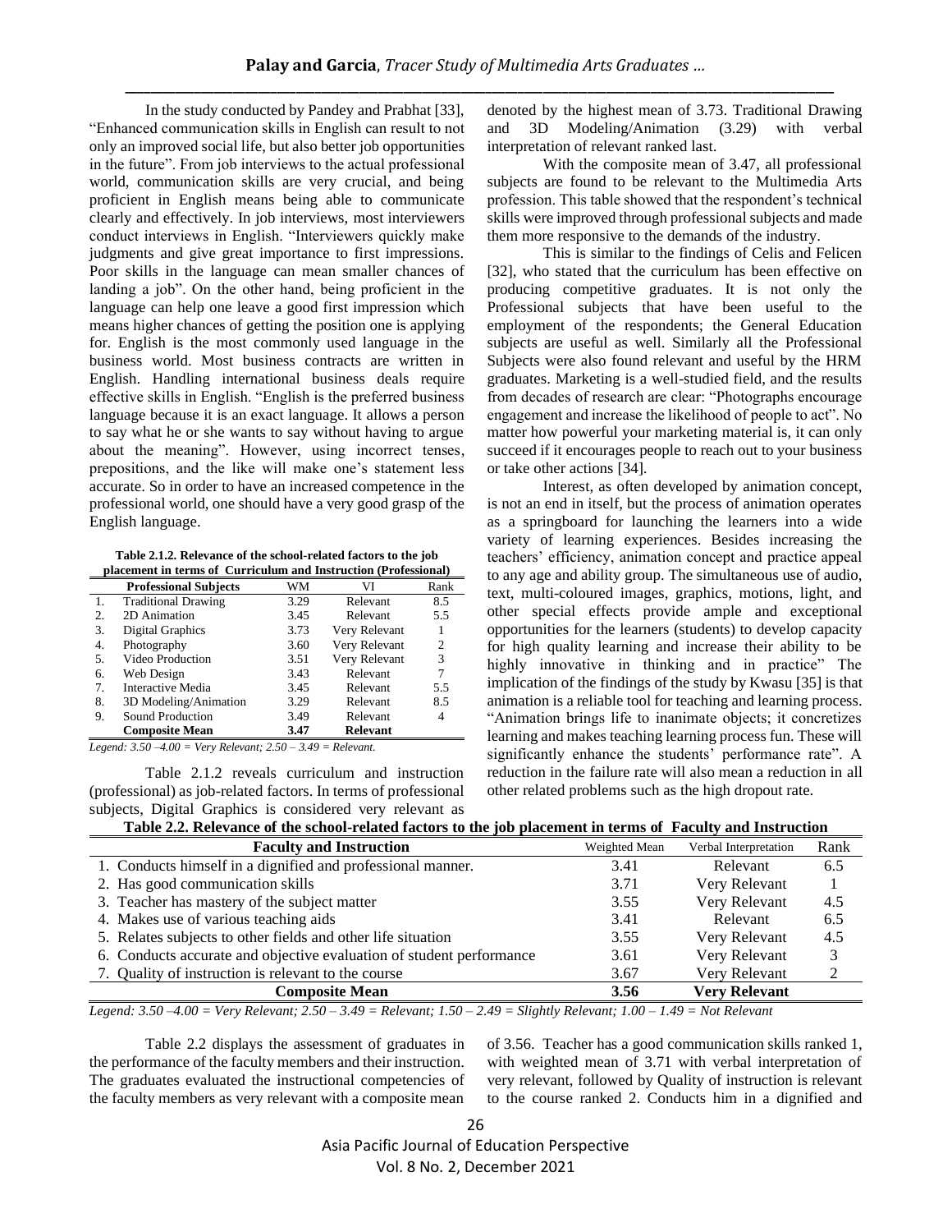In the study conducted by Pandey and Prabhat [33], "Enhanced communication skills in English can result to not only an improved social life, but also better job opportunities in the future". From job interviews to the actual professional world, communication skills are very crucial, and being proficient in English means being able to communicate clearly and effectively. In job interviews, most interviewers conduct interviews in English. "Interviewers quickly make judgments and give great importance to first impressions. Poor skills in the language can mean smaller chances of landing a job". On the other hand, being proficient in the language can help one leave a good first impression which means higher chances of getting the position one is applying for. English is the most commonly used language in the business world. Most business contracts are written in English. Handling international business deals require effective skills in English. "English is the preferred business language because it is an exact language. It allows a person to say what he or she wants to say without having to argue about the meaning". However, using incorrect tenses, prepositions, and the like will make one's statement less accurate. So in order to have an increased competence in the professional world, one should have a very good grasp of the English language.

**Table 2.1.2. Relevance of the school-related factors to the job placement in terms of Curriculum and Instruction (Professional)**

| | Professional Subjects | WM | VI | Rank |
|---|---|---|---|---|
| 1. | Traditional Drawing | 3.29 | Relevant | 8.5 |
| 2. | 2D Animation | 3.45 | Relevant | 5.5 |
| 3. | Digital Graphics | 3.73 | Very Relevant | 1 |
| 4. | Photography | 3.60 | Very Relevant | 2 |
| 5. | Video Production | 3.51 | Very Relevant | 3 |
| 6. | Web Design | 3.43 | Relevant | 7 |
| 7. | Interactive Media | 3.45 | Relevant | 5.5 |
| 8. | 3D Modeling/Animation | 3.29 | Relevant | 8.5 |
| 9. | Sound Production | 3.49 | Relevant | 4 |
| | **Composite Mean** | **3.47** | **Relevant** | |

*Legend: 3.50 –4.00 = Very Relevant; 2.50 – 3.49 = Relevant.*

Table 2.1.2 reveals curriculum and instruction (professional) as job-related factors. In terms of professional subjects, Digital Graphics is considered very relevant as denoted by the highest mean of 3.73. Traditional Drawing and 3D Modeling/Animation (3.29) with verbal interpretation of relevant ranked last.

With the composite mean of 3.47, all professional subjects are found to be relevant to the Multimedia Arts profession. This table showed that the respondent's technical skills were improved through professional subjects and made them more responsive to the demands of the industry.

This is similar to the findings of Celis and Felicen [32], who stated that the curriculum has been effective on producing competitive graduates. It is not only the Professional subjects that have been useful to the employment of the respondents; the General Education subjects are useful as well. Similarly all the Professional Subjects were also found relevant and useful by the HRM graduates. Marketing is a well-studied field, and the results from decades of research are clear: "Photographs encourage engagement and increase the likelihood of people to act". No matter how powerful your marketing material is, it can only succeed if it encourages people to reach out to your business or take other actions [34].

Interest, as often developed by animation concept, is not an end in itself, but the process of animation operates as a springboard for launching the learners into a wide variety of learning experiences. Besides increasing the teachers' efficiency, animation concept and practice appeal to any age and ability group. The simultaneous use of audio, text, multi-coloured images, graphics, motions, light, and other special effects provide ample and exceptional opportunities for the learners (students) to develop capacity for high quality learning and increase their ability to be highly innovative in thinking and in practice" The implication of the findings of the study by Kwasu [35] is that animation is a reliable tool for teaching and learning process. "Animation brings life to inanimate objects; it concretizes learning and makes teaching learning process fun. These will significantly enhance the students' performance rate". A reduction in the failure rate will also mean a reduction in all other related problems such as the high dropout rate.

**Table 2.2. Relevance of the school-related factors to the job placement in terms of Faculty and Instruction**

| Faculty and Instruction | Weighted Mean | Verbal Interpretation | Rank |
|---|---|---|---|
| 1. Conducts himself in a dignified and professional manner. | 3.41 | Relevant | 6.5 |
| 2. Has good communication skills | 3.71 | Very Relevant | 1 |
| 3. Teacher has mastery of the subject matter | 3.55 | Very Relevant | 4.5 |
| 4. Makes use of various teaching aids | 3.41 | Relevant | 6.5 |
| 5. Relates subjects to other fields and other life situation | 3.55 | Very Relevant | 4.5 |
| 6. Conducts accurate and objective evaluation of student performance | 3.61 | Very Relevant | 3 |
| 7. Quality of instruction is relevant to the course | 3.67 | Very Relevant | 2 |
| **Composite Mean** | **3.56** | **Very Relevant** | |

*Legend: 3.50 –4.00 = Very Relevant; 2.50 – 3.49 = Relevant; 1.50 – 2.49 = Slightly Relevant; 1.00 – 1.49 = Not Relevant*

Table 2.2 displays the assessment of graduates in the performance of the faculty members and their instruction. The graduates evaluated the instructional competencies of the faculty members as very relevant with a composite mean of 3.56. Teacher has a good communication skills ranked 1, with weighted mean of 3.71 with verbal interpretation of very relevant, followed by Quality of instruction is relevant to the course ranked 2. Conducts him in a dignified and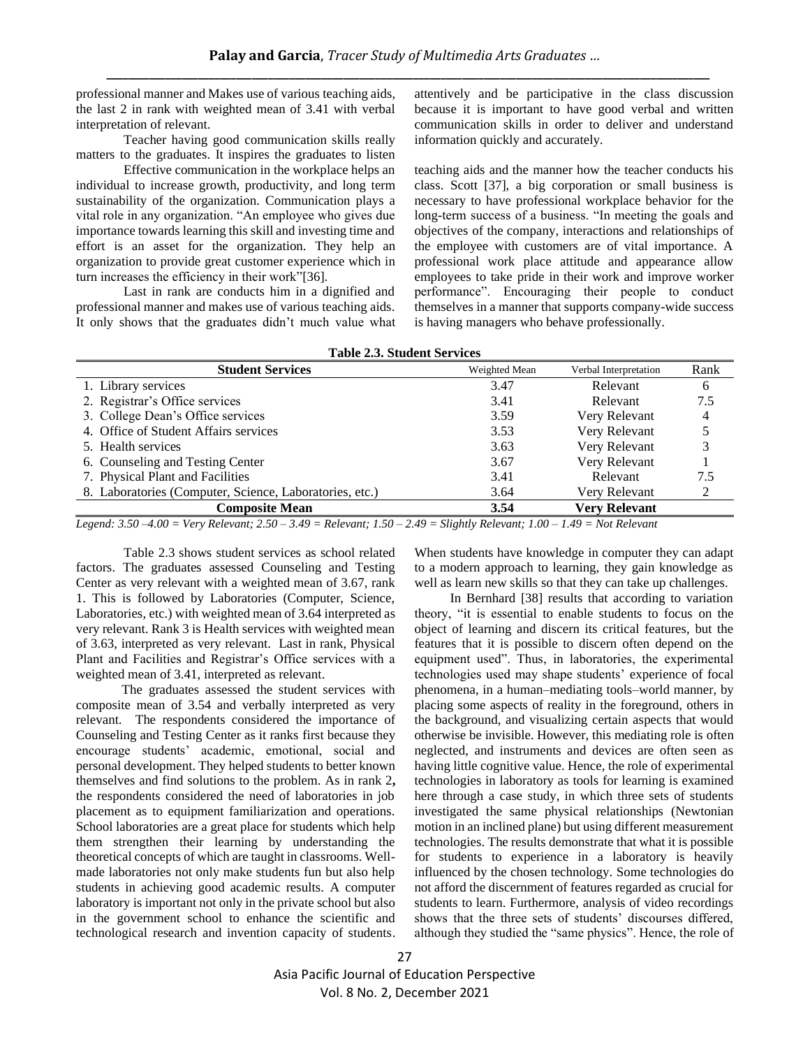professional manner and Makes use of various teaching aids, the last 2 in rank with weighted mean of 3.41 with verbal interpretation of relevant.

Teacher having good communication skills really matters to the graduates. It inspires the graduates to listen attentively and be participative in the class discussion because it is important to have good verbal and written communication skills in order to deliver and understand information quickly and accurately.

Effective communication in the workplace helps an individual to increase growth, productivity, and long term sustainability of the organization. Communication plays a vital role in any organization. "An employee who gives due importance towards learning this skill and investing time and effort is an asset for the organization. They help an organization to provide great customer experience which in turn increases the efficiency in their work"[36].

Last in rank are conducts him in a dignified and professional manner and makes use of various teaching aids. It only shows that the graduates didn't much value what teaching aids and the manner how the teacher conducts his class. Scott [37], a big corporation or small business is necessary to have professional workplace behavior for the long-term success of a business. "In meeting the goals and objectives of the company, interactions and relationships of the employee with customers are of vital importance. A professional work place attitude and appearance allow employees to take pride in their work and improve worker performance". Encouraging their people to conduct themselves in a manner that supports company-wide success is having managers who behave professionally.

**Table 2.3. Student Services**

| Student Services | Weighted Mean | Verbal Interpretation | Rank |
|---|---|---|---|
| 1. Library services | 3.47 | Relevant | 6 |
| 2. Registrar's Office services | 3.41 | Relevant | 7.5 |
| 3. College Dean's Office services | 3.59 | Very Relevant | 4 |
| 4. Office of Student Affairs services | 3.53 | Very Relevant | 5 |
| 5. Health services | 3.63 | Very Relevant | 3 |
| 6. Counseling and Testing Center | 3.67 | Very Relevant | 1 |
| 7. Physical Plant and Facilities | 3.41 | Relevant | 7.5 |
| 8. Laboratories (Computer, Science, Laboratories, etc.) | 3.64 | Very Relevant | 2 |
| **Composite Mean** | **3.54** | **Very Relevant** | |

*Legend: 3.50 –4.00 = Very Relevant; 2.50 – 3.49 = Relevant; 1.50 – 2.49 = Slightly Relevant; 1.00 – 1.49 = Not Relevant*

Table 2.3 shows student services as school related factors. The graduates assessed Counseling and Testing Center as very relevant with a weighted mean of 3.67, rank 1. This is followed by Laboratories (Computer, Science, Laboratories, etc.) with weighted mean of 3.64 interpreted as very relevant. Rank 3 is Health services with weighted mean of 3.63, interpreted as very relevant. Last in rank, Physical Plant and Facilities and Registrar's Office services with a weighted mean of 3.41, interpreted as relevant.

The graduates assessed the student services with composite mean of 3.54 and verbally interpreted as very relevant. The respondents considered the importance of Counseling and Testing Center as it ranks first because they encourage students' academic, emotional, social and personal development. They helped students to better known themselves and find solutions to the problem. As in rank 2**,** the respondents considered the need of laboratories in job placement as to equipment familiarization and operations. School laboratories are a great place for students which help them strengthen their learning by understanding the theoretical concepts of which are taught in classrooms. Well-made laboratories not only make students fun but also help students in achieving good academic results. A computer laboratory is important not only in the private school but also in the government school to enhance the scientific and technological research and invention capacity of students. When students have knowledge in computer they can adapt to a modern approach to learning, they gain knowledge as well as learn new skills so that they can take up challenges.

In Bernhard [38] results that according to variation theory, "it is essential to enable students to focus on the object of learning and discern its critical features, but the features that it is possible to discern often depend on the equipment used". Thus, in laboratories, the experimental technologies used may shape students' experience of focal phenomena, in a human–mediating tools–world manner, by placing some aspects of reality in the foreground, others in the background, and visualizing certain aspects that would otherwise be invisible. However, this mediating role is often neglected, and instruments and devices are often seen as having little cognitive value. Hence, the role of experimental technologies in laboratory as tools for learning is examined here through a case study, in which three sets of students investigated the same physical relationships (Newtonian motion in an inclined plane) but using different measurement technologies. The results demonstrate that what it is possible for students to experience in a laboratory is heavily influenced by the chosen technology. Some technologies do not afford the discernment of features regarded as crucial for students to learn. Furthermore, analysis of video recordings shows that the three sets of students' discourses differed, although they studied the "same physics". Hence, the role of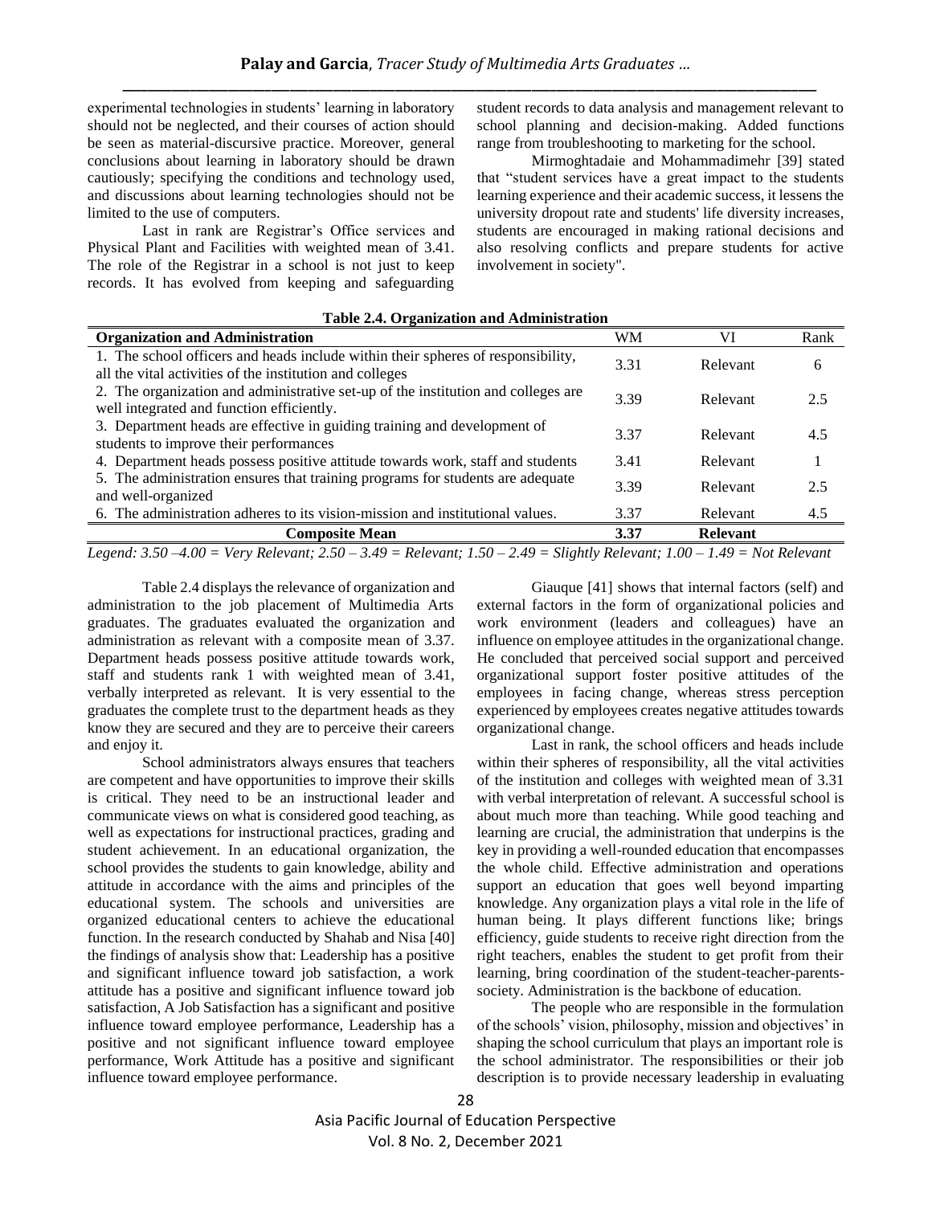experimental technologies in students' learning in laboratory should not be neglected, and their courses of action should be seen as material-discursive practice. Moreover, general conclusions about learning in laboratory should be drawn cautiously; specifying the conditions and technology used, and discussions about learning technologies should not be limited to the use of computers.

Last in rank are Registrar's Office services and Physical Plant and Facilities with weighted mean of 3.41. The role of the Registrar in a school is not just to keep records. It has evolved from keeping and safeguarding student records to data analysis and management relevant to school planning and decision-making. Added functions range from troubleshooting to marketing for the school.

Mirmoghtadaie and Mohammadimehr [39] stated that "student services have a great impact to the students learning experience and their academic success, it lessens the university dropout rate and students' life diversity increases, students are encouraged in making rational decisions and also resolving conflicts and prepare students for active involvement in society".

**Table 2.4. Organization and Administration**

| Organization and Administration | WM | VI | Rank |
|---|---|---|---|
| 1. The school officers and heads include within their spheres of responsibility, all the vital activities of the institution and colleges | 3.31 | Relevant | 6 |
| 2. The organization and administrative set-up of the institution and colleges are well integrated and function efficiently. | 3.39 | Relevant | 2.5 |
| 3. Department heads are effective in guiding training and development of students to improve their performances | 3.37 | Relevant | 4.5 |
| 4. Department heads possess positive attitude towards work, staff and students | 3.41 | Relevant | 1 |
| 5. The administration ensures that training programs for students are adequate and well-organized | 3.39 | Relevant | 2.5 |
| 6. The administration adheres to its vision-mission and institutional values. | 3.37 | Relevant | 4.5 |
| **Composite Mean** | **3.37** | **Relevant** | |

*Legend: 3.50 –4.00 = Very Relevant; 2.50 – 3.49 = Relevant; 1.50 – 2.49 = Slightly Relevant; 1.00 – 1.49 = Not Relevant*

Table 2.4 displays the relevance of organization and administration to the job placement of Multimedia Arts graduates. The graduates evaluated the organization and administration as relevant with a composite mean of 3.37. Department heads possess positive attitude towards work, staff and students rank 1 with weighted mean of 3.41, verbally interpreted as relevant. It is very essential to the graduates the complete trust to the department heads as they know they are secured and they are to perceive their careers and enjoy it.

School administrators always ensures that teachers are competent and have opportunities to improve their skills is critical. They need to be an instructional leader and communicate views on what is considered good teaching, as well as expectations for instructional practices, grading and student achievement. In an educational organization, the school provides the students to gain knowledge, ability and attitude in accordance with the aims and principles of the educational system. The schools and universities are organized educational centers to achieve the educational function. In the research conducted by Shahab and Nisa [40] the findings of analysis show that: Leadership has a positive and significant influence toward job satisfaction, a work attitude has a positive and significant influence toward job satisfaction, A Job Satisfaction has a significant and positive influence toward employee performance, Leadership has a positive and not significant influence toward employee performance, Work Attitude has a positive and significant influence toward employee performance.

Giauque [41] shows that internal factors (self) and external factors in the form of organizational policies and work environment (leaders and colleagues) have an influence on employee attitudes in the organizational change. He concluded that perceived social support and perceived organizational support foster positive attitudes of the employees in facing change, whereas stress perception experienced by employees creates negative attitudes towards organizational change.

Last in rank, the school officers and heads include within their spheres of responsibility, all the vital activities of the institution and colleges with weighted mean of 3.31 with verbal interpretation of relevant. A successful school is about much more than teaching. While good teaching and learning are crucial, the administration that underpins is the key in providing a well-rounded education that encompasses the whole child. Effective administration and operations support an education that goes well beyond imparting knowledge. Any organization plays a vital role in the life of human being. It plays different functions like; brings efficiency, guide students to receive right direction from the right teachers, enables the student to get profit from their learning, bring coordination of the student-teacher-parents-society. Administration is the backbone of education.

The people who are responsible in the formulation of the schools' vision, philosophy, mission and objectives' in shaping the school curriculum that plays an important role is the school administrator. The responsibilities or their job description is to provide necessary leadership in evaluating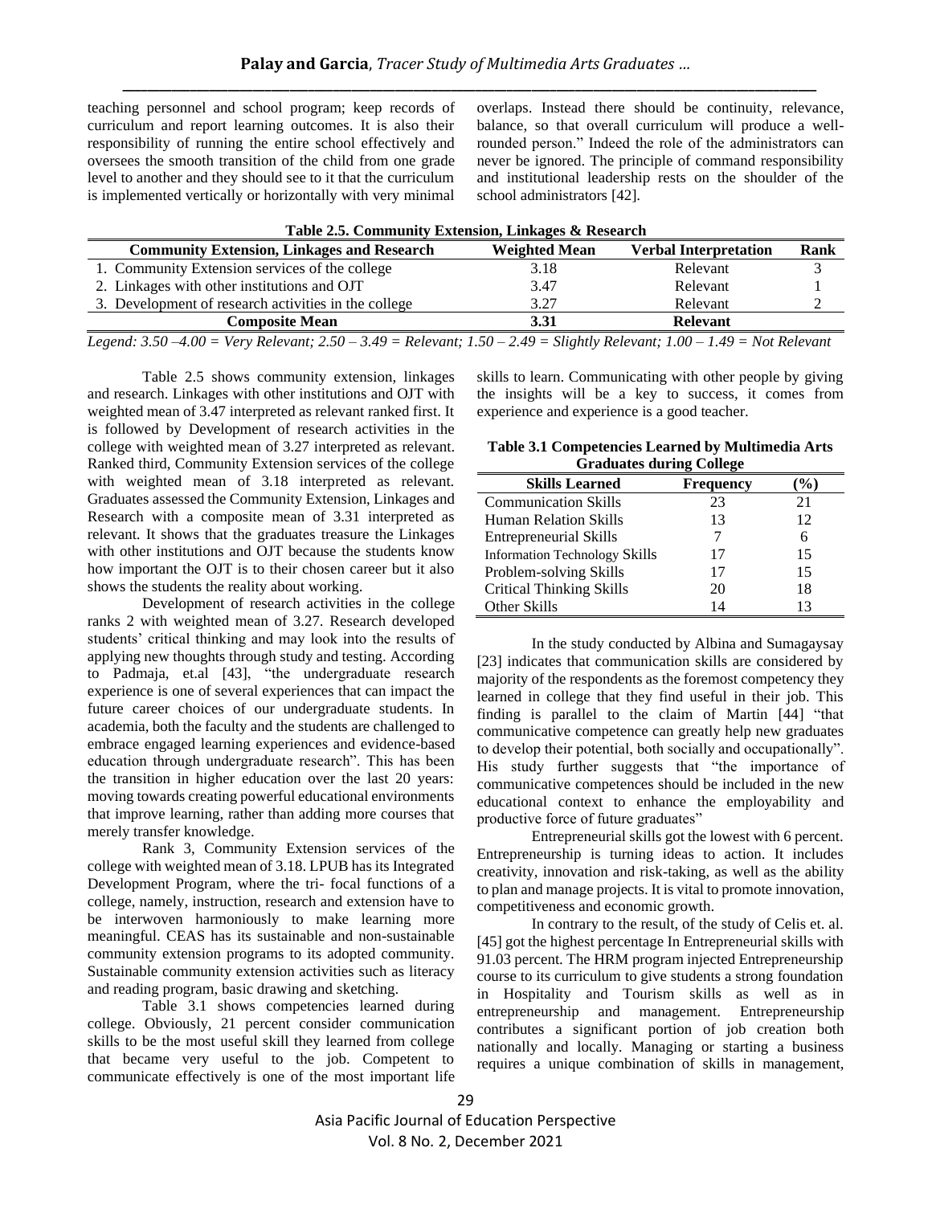teaching personnel and school program; keep records of curriculum and report learning outcomes. It is also their responsibility of running the entire school effectively and oversees the smooth transition of the child from one grade level to another and they should see to it that the curriculum is implemented vertically or horizontally with very minimal overlaps. Instead there should be continuity, relevance, balance, so that overall curriculum will produce a well-rounded person." Indeed the role of the administrators can never be ignored. The principle of command responsibility and institutional leadership rests on the shoulder of the school administrators [42].

**Table 2.5. Community Extension, Linkages & Research**

| Community Extension, Linkages and Research | Weighted Mean | Verbal Interpretation | Rank |
|---|---|---|---|
| 1. Community Extension services of the college | 3.18 | Relevant | 3 |
| 2. Linkages with other institutions and OJT | 3.47 | Relevant | 1 |
| 3. Development of research activities in the college | 3.27 | Relevant | 2 |
| **Composite Mean** | **3.31** | **Relevant** | |

*Legend: 3.50 –4.00 = Very Relevant; 2.50 – 3.49 = Relevant; 1.50 – 2.49 = Slightly Relevant; 1.00 – 1.49 = Not Relevant*

Table 2.5 shows community extension, linkages and research. Linkages with other institutions and OJT with weighted mean of 3.47 interpreted as relevant ranked first. It is followed by Development of research activities in the college with weighted mean of 3.27 interpreted as relevant. Ranked third, Community Extension services of the college with weighted mean of 3.18 interpreted as relevant. Graduates assessed the Community Extension, Linkages and Research with a composite mean of 3.31 interpreted as relevant. It shows that the graduates treasure the Linkages with other institutions and OJT because the students know how important the OJT is to their chosen career but it also shows the students the reality about working.

Development of research activities in the college ranks 2 with weighted mean of 3.27. Research developed students' critical thinking and may look into the results of applying new thoughts through study and testing. According to Padmaja, et.al [43], "the undergraduate research experience is one of several experiences that can impact the future career choices of our undergraduate students. In academia, both the faculty and the students are challenged to embrace engaged learning experiences and evidence-based education through undergraduate research". This has been the transition in higher education over the last 20 years: moving towards creating powerful educational environments that improve learning, rather than adding more courses that merely transfer knowledge.

Rank 3, Community Extension services of the college with weighted mean of 3.18. LPUB has its Integrated Development Program, where the tri- focal functions of a college, namely, instruction, research and extension have to be interwoven harmoniously to make learning more meaningful. CEAS has its sustainable and non-sustainable community extension programs to its adopted community. Sustainable community extension activities such as literacy and reading program, basic drawing and sketching.

Table 3.1 shows competencies learned during college. Obviously, 21 percent consider communication skills to be the most useful skill they learned from college that became very useful to the job. Competent to communicate effectively is one of the most important life skills to learn. Communicating with other people by giving the insights will be a key to success, it comes from experience and experience is a good teacher.

**Table 3.1 Competencies Learned by Multimedia Arts Graduates during College**

| Skills Learned | Frequency | (%) |
|---|---|---|
| Communication Skills | 23 | 21 |
| Human Relation Skills | 13 | 12 |
| Entrepreneurial Skills | 7 | 6 |
| Information Technology Skills | 17 | 15 |
| Problem-solving Skills | 17 | 15 |
| Critical Thinking Skills | 20 | 18 |
| Other Skills | 14 | 13 |

In the study conducted by Albina and Sumagaysay [23] indicates that communication skills are considered by majority of the respondents as the foremost competency they learned in college that they find useful in their job. This finding is parallel to the claim of Martin [44] "that communicative competence can greatly help new graduates to develop their potential, both socially and occupationally". His study further suggests that "the importance of communicative competences should be included in the new educational context to enhance the employability and productive force of future graduates"

Entrepreneurial skills got the lowest with 6 percent. Entrepreneurship is turning ideas to action. It includes creativity, innovation and risk-taking, as well as the ability to plan and manage projects. It is vital to promote innovation, competitiveness and economic growth.

In contrary to the result, of the study of Celis et. al. [45] got the highest percentage In Entrepreneurial skills with 91.03 percent. The HRM program injected Entrepreneurship course to its curriculum to give students a strong foundation in Hospitality and Tourism skills as well as in entrepreneurship and management. Entrepreneurship contributes a significant portion of job creation both nationally and locally. Managing or starting a business requires a unique combination of skills in management,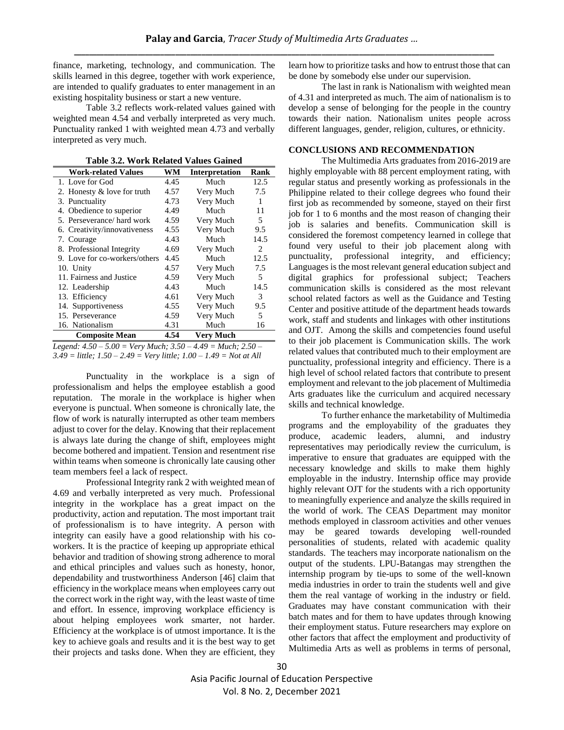finance, marketing, technology, and communication. The skills learned in this degree, together with work experience, are intended to qualify graduates to enter management in an existing hospitality business or start a new venture.

Table 3.2 reflects work-related values gained with weighted mean 4.54 and verbally interpreted as very much. Punctuality ranked 1 with weighted mean 4.73 and verbally interpreted as very much.

**Table 3.2. Work Related Values Gained**

| Work-related Values | WM | Interpretation | Rank |
|---|---|---|---|
| 1. Love for God | 4.45 | Much | 12.5 |
| 2. Honesty & love for truth | 4.57 | Very Much | 7.5 |
| 3. Punctuality | 4.73 | Very Much | 1 |
| 4. Obedience to superior | 4.49 | Much | 11 |
| 5. Perseverance/ hard work | 4.59 | Very Much | 5 |
| 6. Creativity/innovativeness | 4.55 | Very Much | 9.5 |
| 7. Courage | 4.43 | Much | 14.5 |
| 8. Professional Integrity | 4.69 | Very Much | 2 |
| 9. Love for co-workers/others | 4.45 | Much | 12.5 |
| 10. Unity | 4.57 | Very Much | 7.5 |
| 11. Fairness and Justice | 4.59 | Very Much | 5 |
| 12. Leadership | 4.43 | Much | 14.5 |
| 13. Efficiency | 4.61 | Very Much | 3 |
| 14. Supportiveness | 4.55 | Very Much | 9.5 |
| 15. Perseverance | 4.59 | Very Much | 5 |
| 16. Nationalism | 4.31 | Much | 16 |
| **Composite Mean** | **4.54** | **Very Much** | |

*Legend: 4.50 – 5.00 = Very Much; 3.50 – 4.49 = Much; 2.50 – 3.49 = little; 1.50 – 2.49 = Very little; 1.00 – 1.49 = Not at All*

Punctuality in the workplace is a sign of professionalism and helps the employee establish a good reputation. The morale in the workplace is higher when everyone is punctual. When someone is chronically late, the flow of work is naturally interrupted as other team members adjust to cover for the delay. Knowing that their replacement is always late during the change of shift, employees might become bothered and impatient. Tension and resentment rise within teams when someone is chronically late causing other team members feel a lack of respect.

Professional Integrity rank 2 with weighted mean of 4.69 and verbally interpreted as very much. Professional integrity in the workplace has a great impact on the productivity, action and reputation. The most important trait of professionalism is to have integrity. A person with integrity can easily have a good relationship with his co-workers. It is the practice of keeping up appropriate ethical behavior and tradition of showing strong adherence to moral and ethical principles and values such as honesty, honor, dependability and trustworthiness Anderson [46] claim that efficiency in the workplace means when employees carry out the correct work in the right way, with the least waste of time and effort. In essence, improving workplace efficiency is about helping employees work smarter, not harder. Efficiency at the workplace is of utmost importance. It is the key to achieve goals and results and it is the best way to get their projects and tasks done. When they are efficient, they learn how to prioritize tasks and how to entrust those that can be done by somebody else under our supervision.

The last in rank is Nationalism with weighted mean of 4.31 and interpreted as much. The aim of nationalism is to develop a sense of belonging for the people in the country towards their nation. Nationalism unites people across different languages, gender, religion, cultures, or ethnicity.

## CONCLUSIONS AND RECOMMENDATION

The Multimedia Arts graduates from 2016-2019 are highly employable with 88 percent employment rating, with regular status and presently working as professionals in the Philippine related to their college degrees who found their first job as recommended by someone, stayed on their first job for 1 to 6 months and the most reason of changing their job is salaries and benefits. Communication skill is considered the foremost competency learned in college that found very useful to their job placement along with punctuality, professional integrity, and efficiency; Languages is the most relevant general education subject and digital graphics for professional subject; Teachers communication skills is considered as the most relevant school related factors as well as the Guidance and Testing Center and positive attitude of the department heads towards work, staff and students and linkages with other institutions and OJT. Among the skills and competencies found useful to their job placement is Communication skills. The work related values that contributed much to their employment are punctuality, professional integrity and efficiency. There is a high level of school related factors that contribute to present employment and relevant to the job placement of Multimedia Arts graduates like the curriculum and acquired necessary skills and technical knowledge.

To further enhance the marketability of Multimedia programs and the employability of the graduates they produce, academic leaders, alumni, and industry representatives may periodically review the curriculum, is imperative to ensure that graduates are equipped with the necessary knowledge and skills to make them highly employable in the industry. Internship office may provide highly relevant OJT for the students with a rich opportunity to meaningfully experience and analyze the skills required in the world of work. The CEAS Department may monitor methods employed in classroom activities and other venues may be geared towards developing well-rounded personalities of students, related with academic quality standards. The teachers may incorporate nationalism on the output of the students. LPU-Batangas may strengthen the internship program by tie-ups to some of the well-known media industries in order to train the students well and give them the real vantage of working in the industry or field. Graduates may have constant communication with their batch mates and for them to have updates through knowing their employment status. Future researchers may explore on other factors that affect the employment and productivity of Multimedia Arts as well as problems in terms of personal,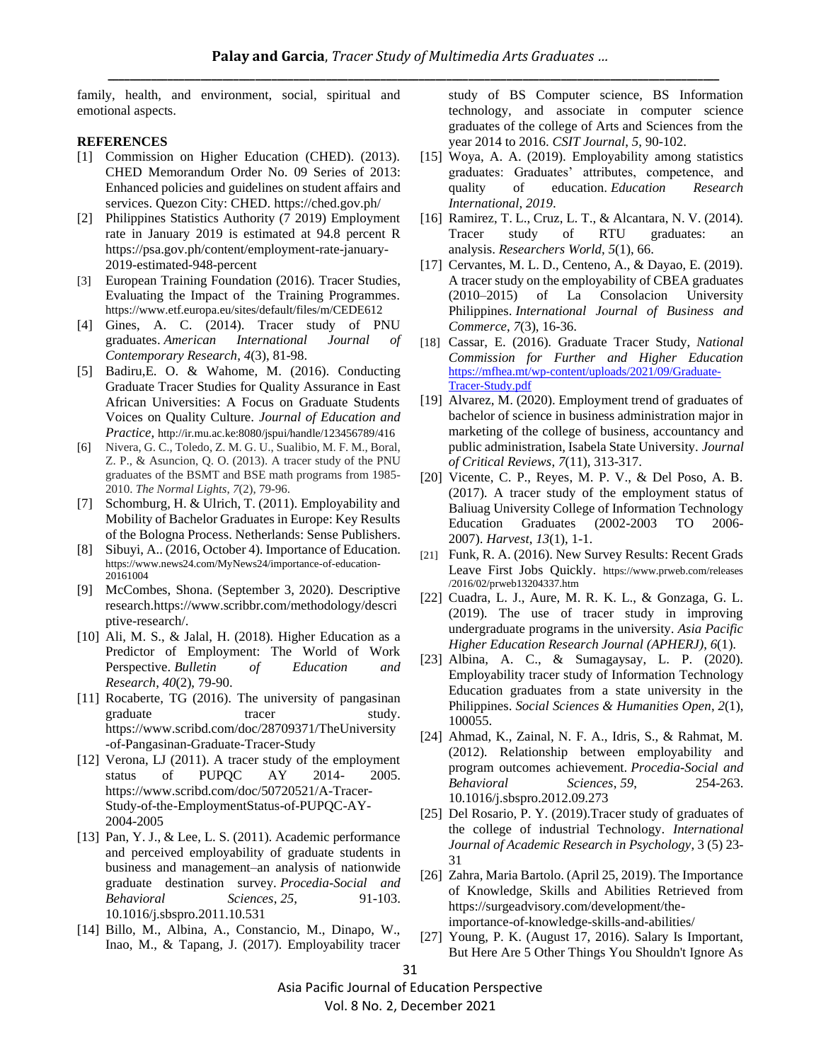family, health, and environment, social, spiritual and emotional aspects.

## REFERENCES

[1] Commission on Higher Education (CHED). (2013). CHED Memorandum Order No. 09 Series of 2013: Enhanced policies and guidelines on student affairs and services. Quezon City: CHED. https://ched.gov.ph/

[2] Philippines Statistics Authority (7 2019) Employment rate in January 2019 is estimated at 94.8 percent R https://psa.gov.ph/content/employment-rate-january-2019-estimated-948-percent

[3] European Training Foundation (2016). Tracer Studies, Evaluating the Impact of the Training Programmes. https://www.etf.europa.eu/sites/default/files/m/CEDE612

[4] Gines, A. C. (2014). Tracer study of PNU graduates. *American International Journal of Contemporary Research*, *4*(3), 81-98.

[5] Badiru,E. O. & Wahome, M. (2016). Conducting Graduate Tracer Studies for Quality Assurance in East African Universities: A Focus on Graduate Students Voices on Quality Culture. *Journal of Education and Practice*, http://ir.mu.ac.ke:8080/jspui/handle/123456789/416

[6] Nivera, G. C., Toledo, Z. M. G. U., Sualibio, M. F. M., Boral, Z. P., & Asuncion, Q. O. (2013). A tracer study of the PNU graduates of the BSMT and BSE math programs from 1985-2010. *The Normal Lights*, *7*(2), 79-96.

[7] Schomburg, H. & Ulrich, T. (2011). Employability and Mobility of Bachelor Graduates in Europe: Key Results of the Bologna Process. Netherlands: Sense Publishers.

[8] Sibuyi, A.. (2016, October 4). Importance of Education. https://www.news24.com/MyNews24/importance-of-education-20161004

[9] McCombes, Shona. (September 3, 2020). Descriptive research.https://www.scribbr.com/methodology/descriptive-research/.

[10] Ali, M. S., & Jalal, H. (2018). Higher Education as a Predictor of Employment: The World of Work Perspective. *Bulletin of Education and Research*, *40*(2), 79-90.

[11] Rocaberte, TG (2016). The university of pangasinan graduate tracer study. https://www.scribd.com/doc/28709371/TheUniversity-of-Pangasinan-Graduate-Tracer-Study

[12] Verona, LJ (2011). A tracer study of the employment status of PUPQC AY 2014- 2005. https://www.scribd.com/doc/50720521/A-Tracer-Study-of-the-EmploymentStatus-of-PUPQC-AY-2004-2005

[13] Pan, Y. J., & Lee, L. S. (2011). Academic performance and perceived employability of graduate students in business and management–an analysis of nationwide graduate destination survey. *Procedia-Social and Behavioral Sciences*, *25*, 91-103. 10.1016/j.sbspro.2011.10.531

[14] Billo, M., Albina, A., Constancio, M., Dinapo, W., Inao, M., & Tapang, J. (2017). Employability tracer study of BS Computer science, BS Information technology, and associate in computer science graduates of the college of Arts and Sciences from the year 2014 to 2016. *CSIT Journal*, *5*, 90-102.

[15] Woya, A. A. (2019). Employability among statistics graduates: Graduates' attributes, competence, and quality of education. *Education Research International*, *2019*.

[16] Ramirez, T. L., Cruz, L. T., & Alcantara, N. V. (2014). Tracer study of RTU graduates: an analysis. *Researchers World*, *5*(1), 66.

[17] Cervantes, M. L. D., Centeno, A., & Dayao, E. (2019). A tracer study on the employability of CBEA graduates (2010–2015) of La Consolacion University Philippines. *International Journal of Business and Commerce*, *7*(3), 16-36.

[18] Cassar, E. (2016). Graduate Tracer Study, *National Commission for Further and Higher Education* https://mfhea.mt/wp-content/uploads/2021/09/Graduate-Tracer-Study.pdf

[19] Alvarez, M. (2020). Employment trend of graduates of bachelor of science in business administration major in marketing of the college of business, accountancy and public administration, Isabela State University. *Journal of Critical Reviews*, *7*(11), 313-317.

[20] Vicente, C. P., Reyes, M. P. V., & Del Poso, A. B. (2017). A tracer study of the employment status of Baliuag University College of Information Technology Education Graduates (2002-2003 TO 2006-2007). *Harvest*, *13*(1), 1-1.

[21] Funk, R. A. (2016). New Survey Results: Recent Grads Leave First Jobs Quickly. https://www.prweb.com/releases/2016/02/prweb13204337.htm

[22] Cuadra, L. J., Aure, M. R. K. L., & Gonzaga, G. L. (2019). The use of tracer study in improving undergraduate programs in the university. *Asia Pacific Higher Education Research Journal (APHERJ)*, *6*(1).

[23] Albina, A. C., & Sumagaysay, L. P. (2020). Employability tracer study of Information Technology Education graduates from a state university in the Philippines. *Social Sciences & Humanities Open*, *2*(1), 100055.

[24] Ahmad, K., Zainal, N. F. A., Idris, S., & Rahmat, M. (2012). Relationship between employability and program outcomes achievement. *Procedia-Social and Behavioral Sciences*, *59*, 254-263. 10.1016/j.sbspro.2012.09.273

[25] Del Rosario, P. Y. (2019).Tracer study of graduates of the college of industrial Technology. *International Journal of Academic Research in Psychology*, 3 (5) 23-31

[26] Zahra, Maria Bartolo. (April 25, 2019). The Importance of Knowledge, Skills and Abilities Retrieved from https://surgeadvisory.com/development/the-importance-of-knowledge-skills-and-abilities/

[27] Young, P. K. (August 17, 2016). Salary Is Important, But Here Are 5 Other Things You Shouldn't Ignore As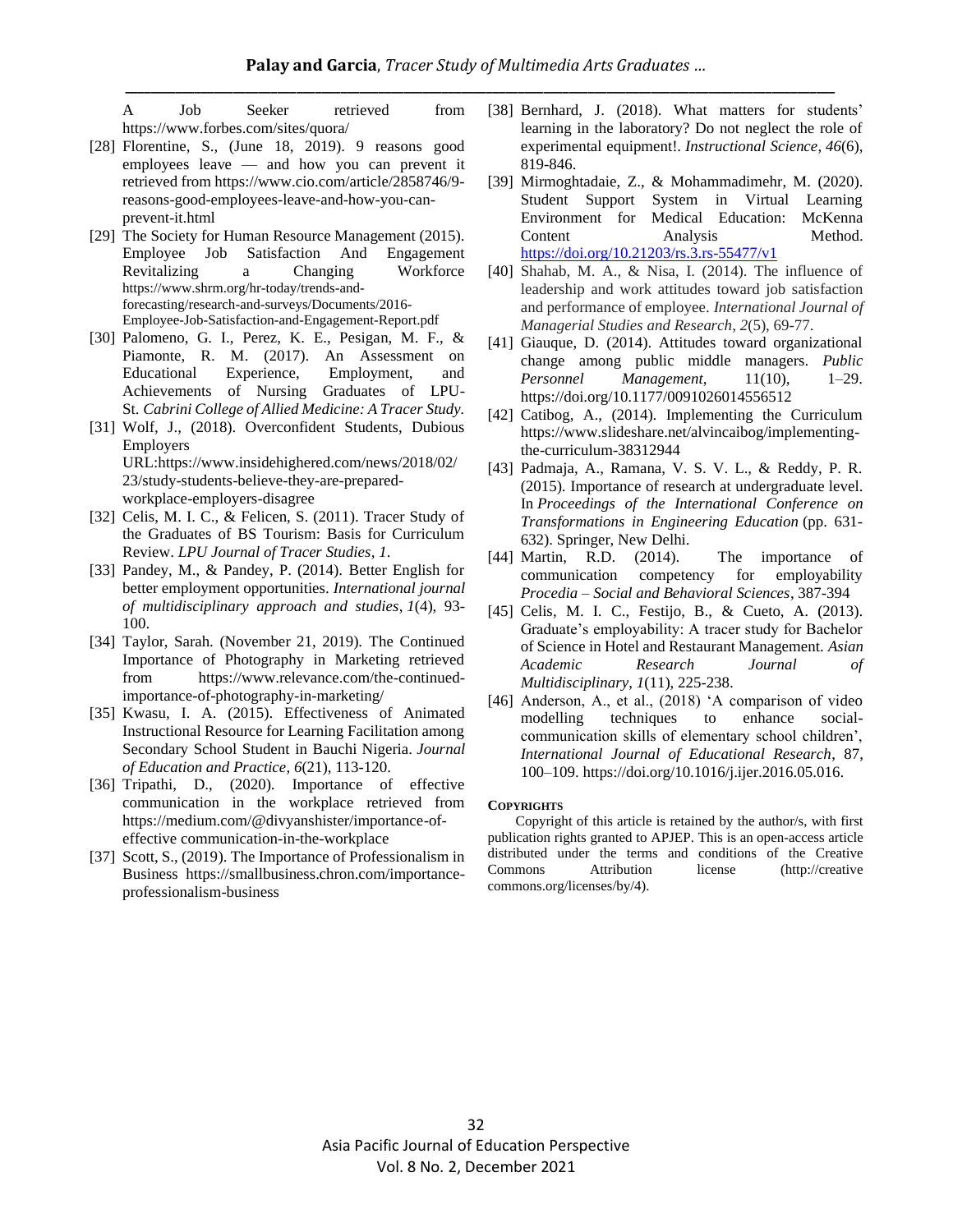A Job Seeker retrieved from https://www.forbes.com/sites/quora/

[28] Florentine, S., (June 18, 2019). 9 reasons good employees leave — and how you can prevent it retrieved from https://www.cio.com/article/2858746/9-reasons-good-employees-leave-and-how-you-can-prevent-it.html

[29] The Society for Human Resource Management (2015). Employee Job Satisfaction And Engagement Revitalizing a Changing Workforce https://www.shrm.org/hr-today/trends-and-forecasting/research-and-surveys/Documents/2016-Employee-Job-Satisfaction-and-Engagement-Report.pdf

[30] Palomeno, G. I., Perez, K. E., Pesigan, M. F., & Piamonte, R. M. (2017). An Assessment on Educational Experience, Employment, and Achievements of Nursing Graduates of LPU-St. *Cabrini College of Allied Medicine: A Tracer Study.*

[31] Wolf, J., (2018). Overconfident Students, Dubious Employers URL:https://www.insidehighered.com/news/2018/02/23/study-students-believe-they-are-prepared-workplace-employers-disagree

[32] Celis, M. I. C., & Felicen, S. (2011). Tracer Study of the Graduates of BS Tourism: Basis for Curriculum Review. *LPU Journal of Tracer Studies*, *1*.

[33] Pandey, M., & Pandey, P. (2014). Better English for better employment opportunities. *International journal of multidisciplinary approach and studies*, *1*(4), 93-100.

[34] Taylor, Sarah. (November 21, 2019). The Continued Importance of Photography in Marketing retrieved from https://www.relevance.com/the-continued-importance-of-photography-in-marketing/

[35] Kwasu, I. A. (2015). Effectiveness of Animated Instructional Resource for Learning Facilitation among Secondary School Student in Bauchi Nigeria. *Journal of Education and Practice*, *6*(21), 113-120.

[36] Tripathi, D., (2020). Importance of effective communication in the workplace retrieved from https://medium.com/@divyanshister/importance-of-effective communication-in-the-workplace

[37] Scott, S., (2019). The Importance of Professionalism in Business https://smallbusiness.chron.com/importance-professionalism-business

[38] Bernhard, J. (2018). What matters for students' learning in the laboratory? Do not neglect the role of experimental equipment!. *Instructional Science*, *46*(6), 819-846.

[39] Mirmoghtadaie, Z., & Mohammadimehr, M. (2020). Student Support System in Virtual Learning Environment for Medical Education: McKenna Content Analysis Method. https://doi.org/10.21203/rs.3.rs-55477/v1

[40] Shahab, M. A., & Nisa, I. (2014). The influence of leadership and work attitudes toward job satisfaction and performance of employee. *International Journal of Managerial Studies and Research*, *2*(5), 69-77.

[41] Giauque, D. (2014). Attitudes toward organizational change among public middle managers. *Public Personnel Management*, 11(10), 1–29. https://doi.org/10.1177/0091026014556512

[42] Catibog, A., (2014). Implementing the Curriculum https://www.slideshare.net/alvincaibog/implementing-the-curriculum-38312944

[43] Padmaja, A., Ramana, V. S. V. L., & Reddy, P. R. (2015). Importance of research at undergraduate level. In *Proceedings of the International Conference on Transformations in Engineering Education* (pp. 631-632). Springer, New Delhi.

[44] Martin, R.D. (2014). The importance of communication competency for employability *Procedia – Social and Behavioral Sciences*, 387-394

[45] Celis, M. I. C., Festijo, B., & Cueto, A. (2013). Graduate's employability: A tracer study for Bachelor of Science in Hotel and Restaurant Management. *Asian Academic Research Journal of Multidisciplinary*, *1*(11), 225-238.

[46] Anderson, A., et al., (2018) 'A comparison of video modelling techniques to enhance social-communication skills of elementary school children', *International Journal of Educational Research*, 87, 100–109. https://doi.org/10.1016/j.ijer.2016.05.016.

**COPYRIGHTS**

Copyright of this article is retained by the author/s, with first publication rights granted to APJEP. This is an open-access article distributed under the terms and conditions of the Creative Commons Attribution license (http://creative commons.org/licenses/by/4).